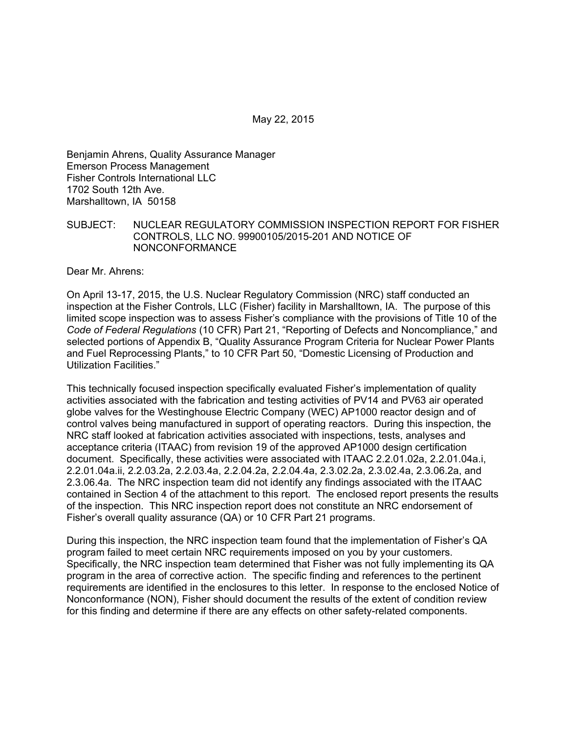May 22, 2015

Benjamin Ahrens, Quality Assurance Manager
Emerson Process Management
Fisher Controls International LLC
1702 South 12th Ave.
Marshalltown, IA 50158

SUBJECT: NUCLEAR REGULATORY COMMISSION INSPECTION REPORT FOR FISHER CONTROLS, LLC NO. 99900105/2015-201 AND NOTICE OF NONCONFORMANCE

Dear Mr. Ahrens:

On April 13-17, 2015, the U.S. Nuclear Regulatory Commission (NRC) staff conducted an inspection at the Fisher Controls, LLC (Fisher) facility in Marshalltown, IA. The purpose of this limited scope inspection was to assess Fisher's compliance with the provisions of Title 10 of the *Code of Federal Regulations* (10 CFR) Part 21, "Reporting of Defects and Noncompliance," and selected portions of Appendix B, "Quality Assurance Program Criteria for Nuclear Power Plants and Fuel Reprocessing Plants," to 10 CFR Part 50, "Domestic Licensing of Production and Utilization Facilities."

This technically focused inspection specifically evaluated Fisher's implementation of quality activities associated with the fabrication and testing activities of PV14 and PV63 air operated globe valves for the Westinghouse Electric Company (WEC) AP1000 reactor design and of control valves being manufactured in support of operating reactors. During this inspection, the NRC staff looked at fabrication activities associated with inspections, tests, analyses and acceptance criteria (ITAAC) from revision 19 of the approved AP1000 design certification document. Specifically, these activities were associated with ITAAC 2.2.01.02a, 2.2.01.04a.i, 2.2.01.04a.ii, 2.2.03.2a, 2.2.03.4a, 2.2.04.2a, 2.2.04.4a, 2.3.02.2a, 2.3.02.4a, 2.3.06.2a, and 2.3.06.4a. The NRC inspection team did not identify any findings associated with the ITAAC contained in Section 4 of the attachment to this report. The enclosed report presents the results of the inspection. This NRC inspection report does not constitute an NRC endorsement of Fisher's overall quality assurance (QA) or 10 CFR Part 21 programs.

During this inspection, the NRC inspection team found that the implementation of Fisher's QA program failed to meet certain NRC requirements imposed on you by your customers. Specifically, the NRC inspection team determined that Fisher was not fully implementing its QA program in the area of corrective action. The specific finding and references to the pertinent requirements are identified in the enclosures to this letter. In response to the enclosed Notice of Nonconformance (NON), Fisher should document the results of the extent of condition review for this finding and determine if there are any effects on other safety-related components.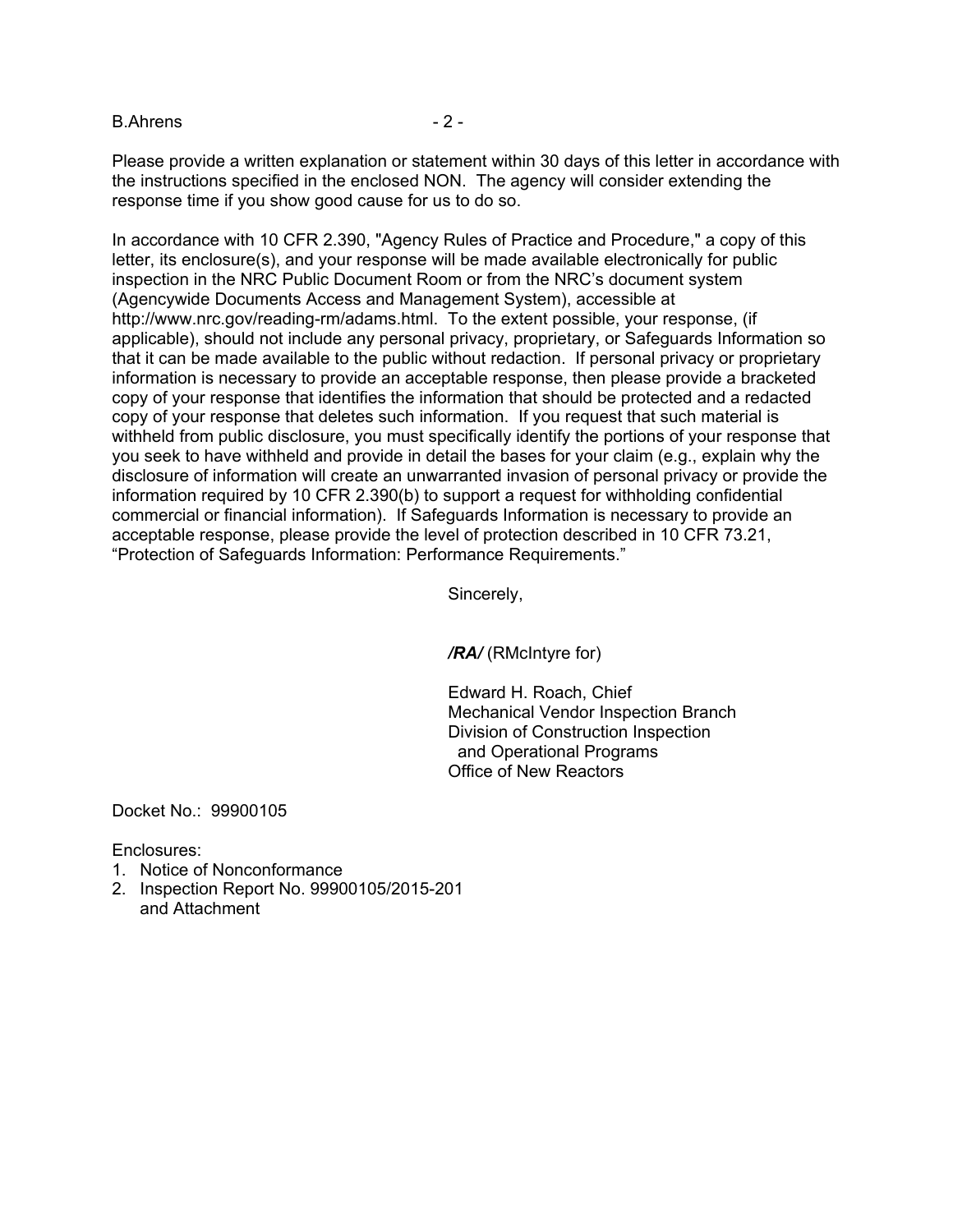Please provide a written explanation or statement within 30 days of this letter in accordance with the instructions specified in the enclosed NON. The agency will consider extending the response time if you show good cause for us to do so.

In accordance with 10 CFR 2.390, "Agency Rules of Practice and Procedure," a copy of this letter, its enclosure(s), and your response will be made available electronically for public inspection in the NRC Public Document Room or from the NRC's document system (Agencywide Documents Access and Management System), accessible at http://www.nrc.gov/reading-rm/adams.html. To the extent possible, your response, (if applicable), should not include any personal privacy, proprietary, or Safeguards Information so that it can be made available to the public without redaction. If personal privacy or proprietary information is necessary to provide an acceptable response, then please provide a bracketed copy of your response that identifies the information that should be protected and a redacted copy of your response that deletes such information. If you request that such material is withheld from public disclosure, you must specifically identify the portions of your response that you seek to have withheld and provide in detail the bases for your claim (e.g., explain why the disclosure of information will create an unwarranted invasion of personal privacy or provide the information required by 10 CFR 2.390(b) to support a request for withholding confidential commercial or financial information). If Safeguards Information is necessary to provide an acceptable response, please provide the level of protection described in 10 CFR 73.21, "Protection of Safeguards Information: Performance Requirements."

Sincerely,

***/RA/*** (RMcIntyre for)

Edward H. Roach, Chief
Mechanical Vendor Inspection Branch
Division of Construction Inspection
and Operational Programs
Office of New Reactors

Docket No.: 99900105

Enclosures:
1. Notice of Nonconformance
2. Inspection Report No. 99900105/2015-201
   and Attachment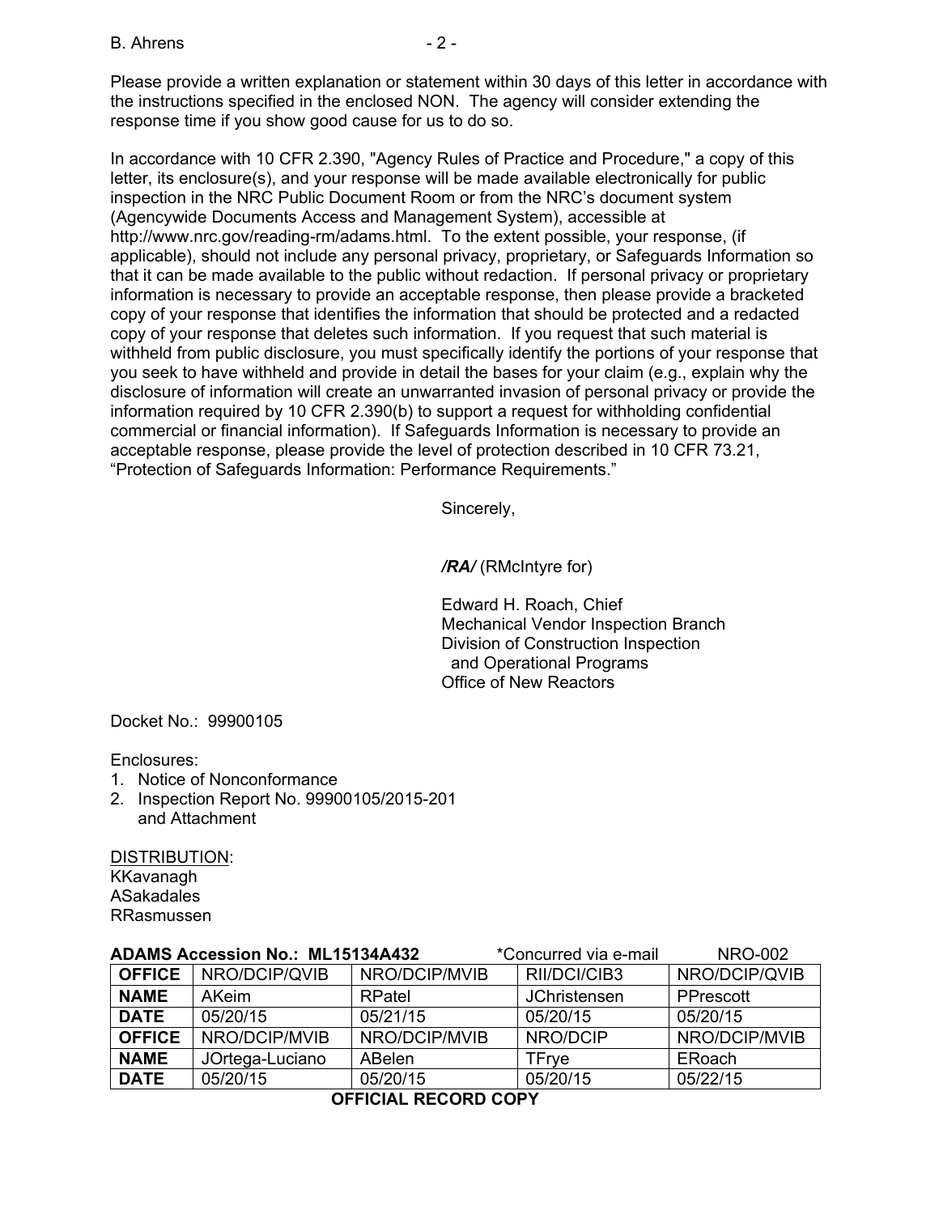Please provide a written explanation or statement within 30 days of this letter in accordance with the instructions specified in the enclosed NON. The agency will consider extending the response time if you show good cause for us to do so.

In accordance with 10 CFR 2.390, "Agency Rules of Practice and Procedure," a copy of this letter, its enclosure(s), and your response will be made available electronically for public inspection in the NRC Public Document Room or from the NRC's document system (Agencywide Documents Access and Management System), accessible at http://www.nrc.gov/reading-rm/adams.html. To the extent possible, your response, (if applicable), should not include any personal privacy, proprietary, or Safeguards Information so that it can be made available to the public without redaction. If personal privacy or proprietary information is necessary to provide an acceptable response, then please provide a bracketed copy of your response that identifies the information that should be protected and a redacted copy of your response that deletes such information. If you request that such material is withheld from public disclosure, you must specifically identify the portions of your response that you seek to have withheld and provide in detail the bases for your claim (e.g., explain why the disclosure of information will create an unwarranted invasion of personal privacy or provide the information required by 10 CFR 2.390(b) to support a request for withholding confidential commercial or financial information). If Safeguards Information is necessary to provide an acceptable response, please provide the level of protection described in 10 CFR 73.21, "Protection of Safeguards Information: Performance Requirements."

Sincerely,

***/RA/*** (RMcIntyre for)

Edward H. Roach, Chief
Mechanical Vendor Inspection Branch
Division of Construction Inspection
and Operational Programs
Office of New Reactors

Docket No.: 99900105

Enclosures:
1. Notice of Nonconformance
2. Inspection Report No. 99900105/2015-201 and Attachment

DISTRIBUTION:
KKavanagh
ASakadales
RRasmussen

**ADAMS Accession No.: ML15134A432** *Concurred via e-mail NRO-002

| **OFFICE** | NRO/DCIP/QVIB | NRO/DCIP/MVIB | RII/DCI/CIB3 | NRO/DCIP/QVIB |
|---|---|---|---|---|
| **NAME** | AKeim | RPatel | JChristensen | PPrescott |
| **DATE** | 05/20/15 | 05/21/15 | 05/20/15 | 05/20/15 |
| **OFFICE** | NRO/DCIP/MVIB | NRO/DCIP/MVIB | NRO/DCIP | NRO/DCIP/MVIB |
| **NAME** | JOrtega-Luciano | ABelen | TFrye | ERoach |
| **DATE** | 05/20/15 | 05/20/15 | 05/20/15 | 05/22/15 |

**OFFICIAL RECORD COPY**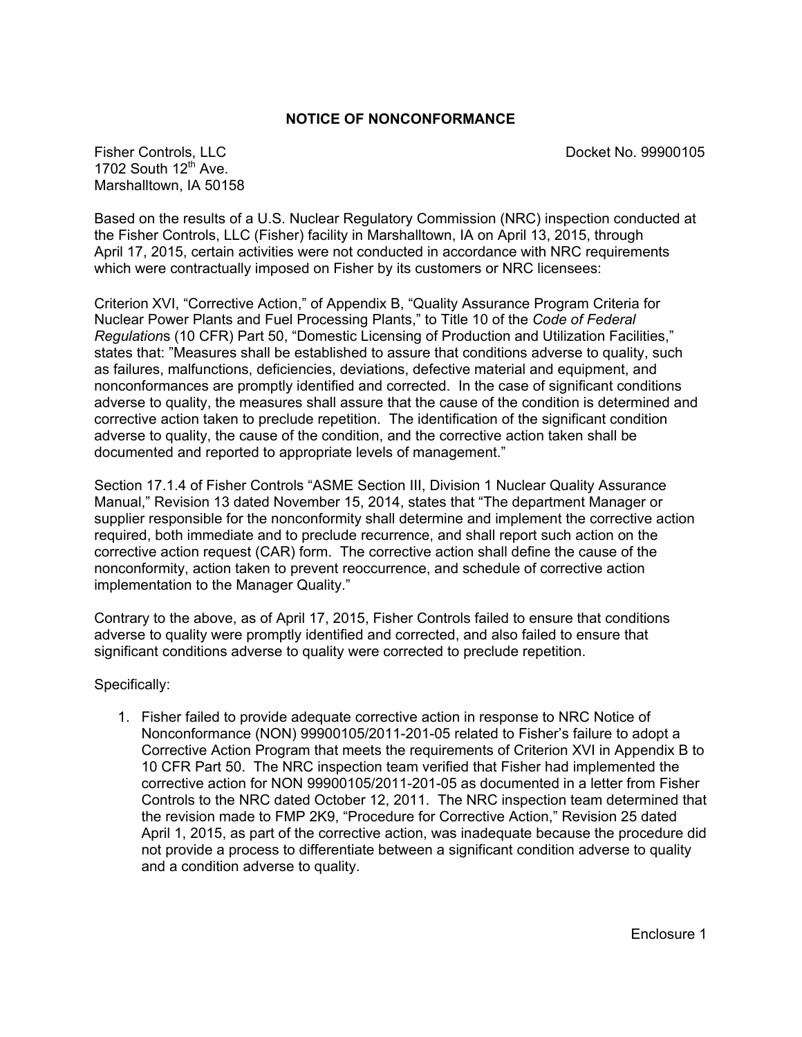## NOTICE OF NONCONFORMANCE

Fisher Controls, LLC
1702 South 12th Ave.
Marshalltown, IA 50158

Docket No. 99900105

Based on the results of a U.S. Nuclear Regulatory Commission (NRC) inspection conducted at the Fisher Controls, LLC (Fisher) facility in Marshalltown, IA on April 13, 2015, through April 17, 2015, certain activities were not conducted in accordance with NRC requirements which were contractually imposed on Fisher by its customers or NRC licensees:

Criterion XVI, "Corrective Action," of Appendix B, "Quality Assurance Program Criteria for Nuclear Power Plants and Fuel Processing Plants," to Title 10 of the *Code of Federal Regulations* (10 CFR) Part 50, "Domestic Licensing of Production and Utilization Facilities," states that: "Measures shall be established to assure that conditions adverse to quality, such as failures, malfunctions, deficiencies, deviations, defective material and equipment, and nonconformances are promptly identified and corrected. In the case of significant conditions adverse to quality, the measures shall assure that the cause of the condition is determined and corrective action taken to preclude repetition. The identification of the significant condition adverse to quality, the cause of the condition, and the corrective action taken shall be documented and reported to appropriate levels of management."

Section 17.1.4 of Fisher Controls "ASME Section III, Division 1 Nuclear Quality Assurance Manual," Revision 13 dated November 15, 2014, states that "The department Manager or supplier responsible for the nonconformity shall determine and implement the corrective action required, both immediate and to preclude recurrence, and shall report such action on the corrective action request (CAR) form. The corrective action shall define the cause of the nonconformity, action taken to prevent reoccurrence, and schedule of corrective action implementation to the Manager Quality."

Contrary to the above, as of April 17, 2015, Fisher Controls failed to ensure that conditions adverse to quality were promptly identified and corrected, and also failed to ensure that significant conditions adverse to quality were corrected to preclude repetition.

Specifically:

1. Fisher failed to provide adequate corrective action in response to NRC Notice of Nonconformance (NON) 99900105/2011-201-05 related to Fisher's failure to adopt a Corrective Action Program that meets the requirements of Criterion XVI in Appendix B to 10 CFR Part 50. The NRC inspection team verified that Fisher had implemented the corrective action for NON 99900105/2011-201-05 as documented in a letter from Fisher Controls to the NRC dated October 12, 2011. The NRC inspection team determined that the revision made to FMP 2K9, "Procedure for Corrective Action," Revision 25 dated April 1, 2015, as part of the corrective action, was inadequate because the procedure did not provide a process to differentiate between a significant condition adverse to quality and a condition adverse to quality.

Enclosure 1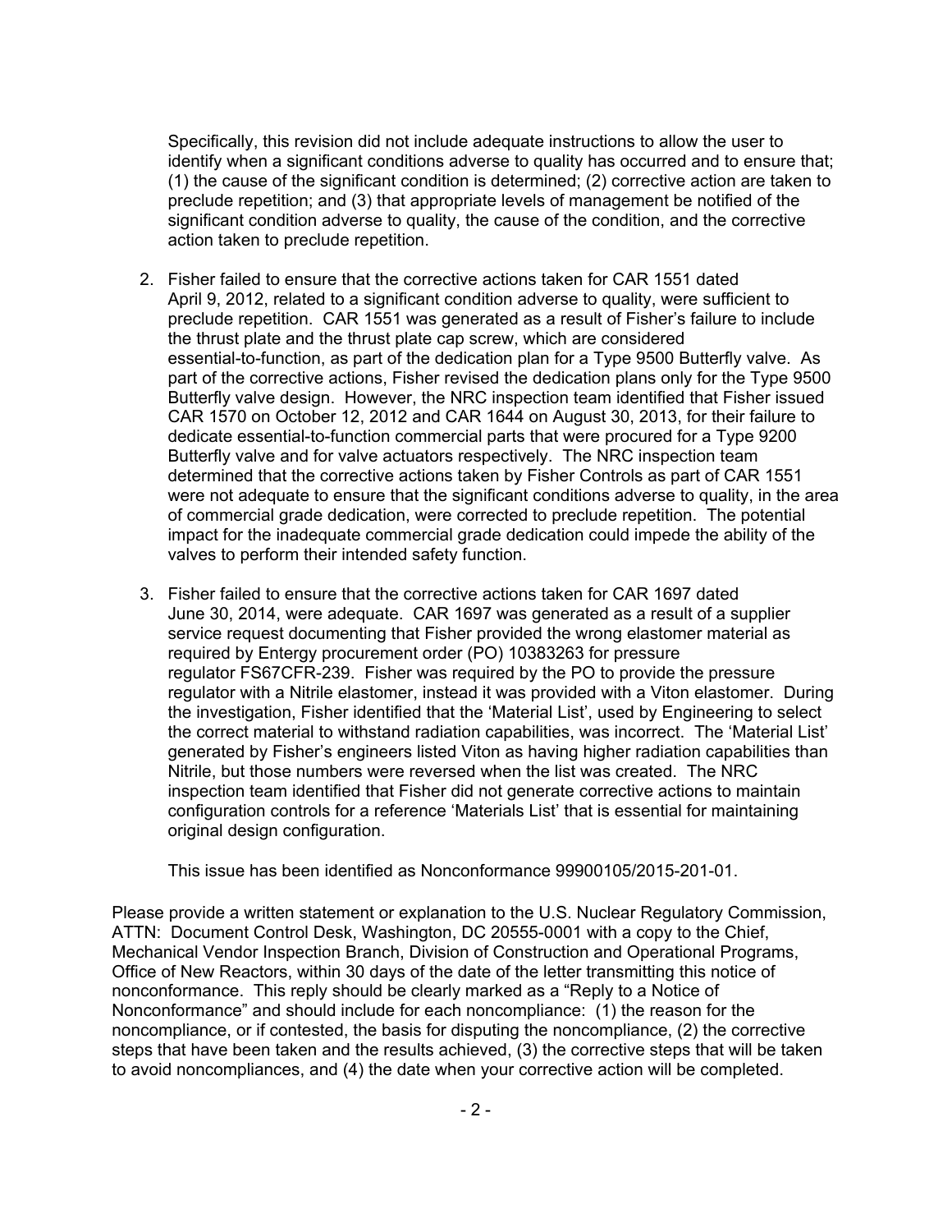Specifically, this revision did not include adequate instructions to allow the user to identify when a significant conditions adverse to quality has occurred and to ensure that; (1) the cause of the significant condition is determined; (2) corrective action are taken to preclude repetition; and (3) that appropriate levels of management be notified of the significant condition adverse to quality, the cause of the condition, and the corrective action taken to preclude repetition.

2. Fisher failed to ensure that the corrective actions taken for CAR 1551 dated April 9, 2012, related to a significant condition adverse to quality, were sufficient to preclude repetition. CAR 1551 was generated as a result of Fisher's failure to include the thrust plate and the thrust plate cap screw, which are considered essential-to-function, as part of the dedication plan for a Type 9500 Butterfly valve. As part of the corrective actions, Fisher revised the dedication plans only for the Type 9500 Butterfly valve design. However, the NRC inspection team identified that Fisher issued CAR 1570 on October 12, 2012 and CAR 1644 on August 30, 2013, for their failure to dedicate essential-to-function commercial parts that were procured for a Type 9200 Butterfly valve and for valve actuators respectively. The NRC inspection team determined that the corrective actions taken by Fisher Controls as part of CAR 1551 were not adequate to ensure that the significant conditions adverse to quality, in the area of commercial grade dedication, were corrected to preclude repetition. The potential impact for the inadequate commercial grade dedication could impede the ability of the valves to perform their intended safety function.

3. Fisher failed to ensure that the corrective actions taken for CAR 1697 dated June 30, 2014, were adequate. CAR 1697 was generated as a result of a supplier service request documenting that Fisher provided the wrong elastomer material as required by Entergy procurement order (PO) 10383263 for pressure regulator FS67CFR-239. Fisher was required by the PO to provide the pressure regulator with a Nitrile elastomer, instead it was provided with a Viton elastomer. During the investigation, Fisher identified that the 'Material List', used by Engineering to select the correct material to withstand radiation capabilities, was incorrect. The 'Material List' generated by Fisher's engineers listed Viton as having higher radiation capabilities than Nitrile, but those numbers were reversed when the list was created. The NRC inspection team identified that Fisher did not generate corrective actions to maintain configuration controls for a reference 'Materials List' that is essential for maintaining original design configuration.

   This issue has been identified as Nonconformance 99900105/2015-201-01.

Please provide a written statement or explanation to the U.S. Nuclear Regulatory Commission, ATTN: Document Control Desk, Washington, DC 20555-0001 with a copy to the Chief, Mechanical Vendor Inspection Branch, Division of Construction and Operational Programs, Office of New Reactors, within 30 days of the date of the letter transmitting this notice of nonconformance. This reply should be clearly marked as a "Reply to a Notice of Nonconformance" and should include for each noncompliance: (1) the reason for the noncompliance, or if contested, the basis for disputing the noncompliance, (2) the corrective steps that have been taken and the results achieved, (3) the corrective steps that will be taken to avoid noncompliances, and (4) the date when your corrective action will be completed.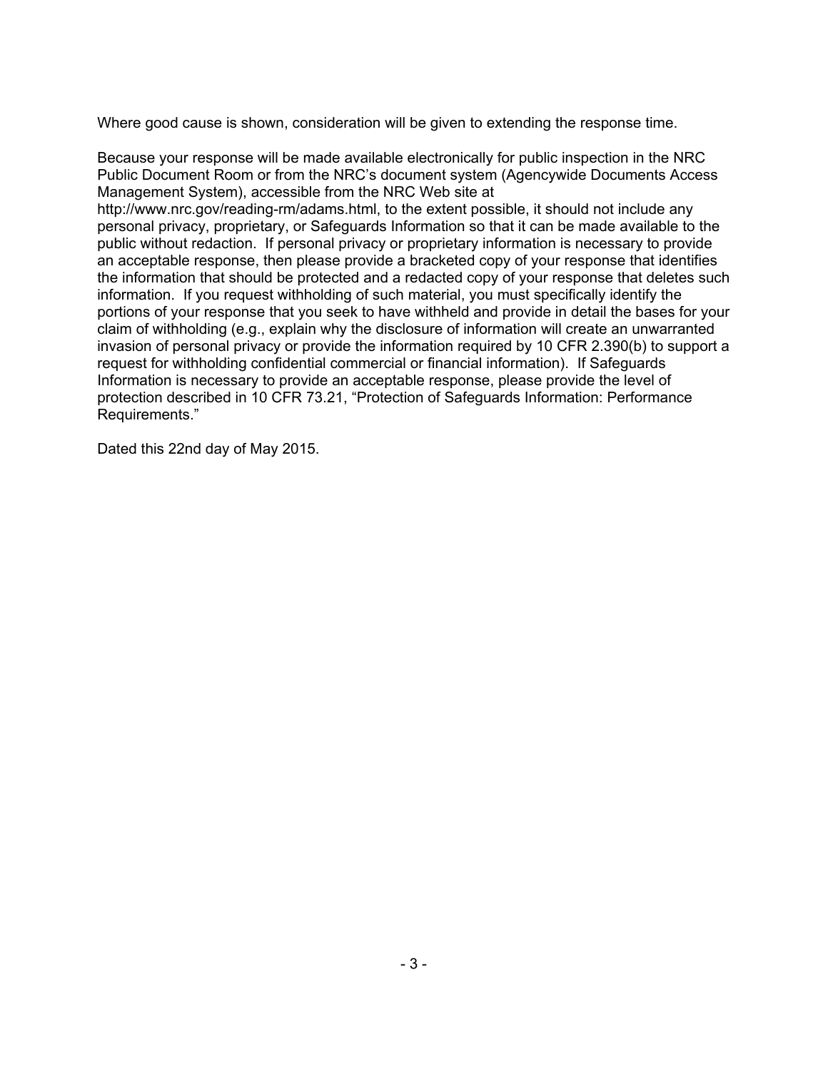Where good cause is shown, consideration will be given to extending the response time.

Because your response will be made available electronically for public inspection in the NRC Public Document Room or from the NRC's document system (Agencywide Documents Access Management System), accessible from the NRC Web site at http://www.nrc.gov/reading-rm/adams.html, to the extent possible, it should not include any personal privacy, proprietary, or Safeguards Information so that it can be made available to the public without redaction. If personal privacy or proprietary information is necessary to provide an acceptable response, then please provide a bracketed copy of your response that identifies the information that should be protected and a redacted copy of your response that deletes such information. If you request withholding of such material, you must specifically identify the portions of your response that you seek to have withheld and provide in detail the bases for your claim of withholding (e.g., explain why the disclosure of information will create an unwarranted invasion of personal privacy or provide the information required by 10 CFR 2.390(b) to support a request for withholding confidential commercial or financial information). If Safeguards Information is necessary to provide an acceptable response, please provide the level of protection described in 10 CFR 73.21, "Protection of Safeguards Information: Performance Requirements."

Dated this 22nd day of May 2015.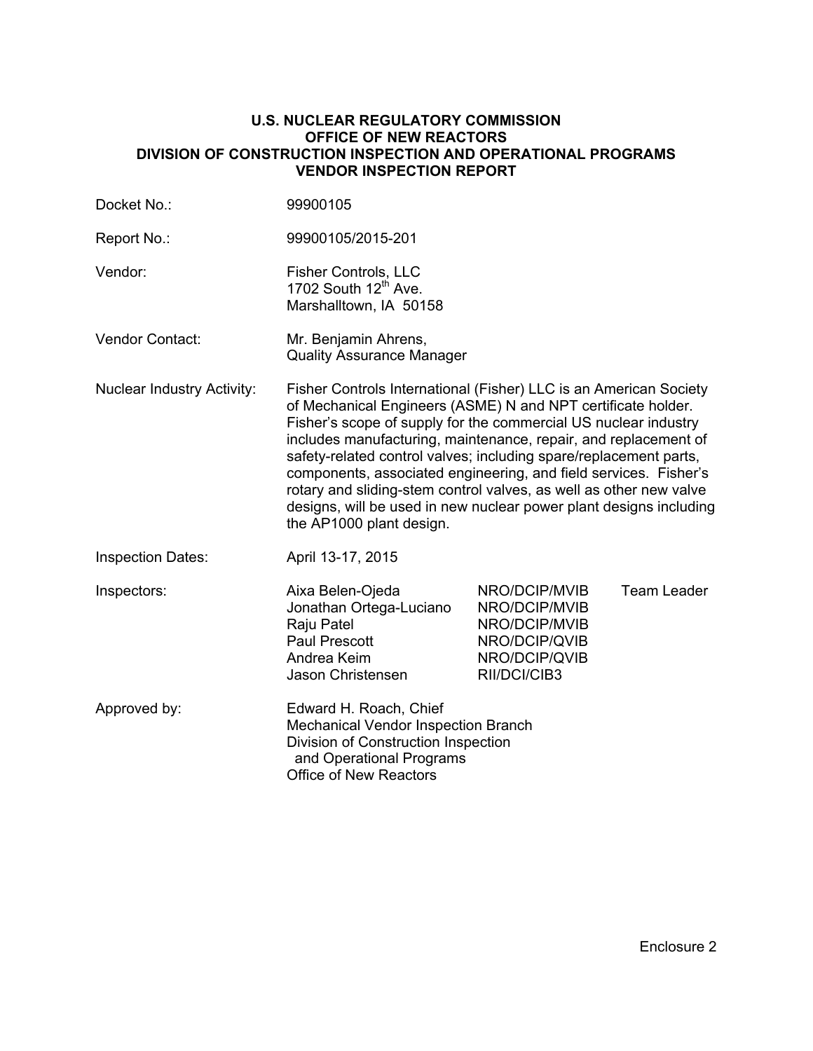**U.S. NUCLEAR REGULATORY COMMISSION**
**OFFICE OF NEW REACTORS**
**DIVISION OF CONSTRUCTION INSPECTION AND OPERATIONAL PROGRAMS**
**VENDOR INSPECTION REPORT**

| | | | |
|---|---|---|---|
| Docket No.: | 99900105 | | |
| Report No.: | 99900105/2015-201 | | |
| Vendor: | Fisher Controls, LLC<br>1702 South 12th Ave.<br>Marshalltown, IA 50158 | | |
| Vendor Contact: | Mr. Benjamin Ahrens,<br>Quality Assurance Manager | | |
| Nuclear Industry Activity: | Fisher Controls International (Fisher) LLC is an American Society of Mechanical Engineers (ASME) N and NPT certificate holder. Fisher's scope of supply for the commercial US nuclear industry includes manufacturing, maintenance, repair, and replacement of safety-related control valves; including spare/replacement parts, components, associated engineering, and field services. Fisher's rotary and sliding-stem control valves, as well as other new valve designs, will be used in new nuclear power plant designs including the AP1000 plant design. | | |
| Inspection Dates: | April 13-17, 2015 | | |
| Inspectors: | Aixa Belen-Ojeda | NRO/DCIP/MVIB | Team Leader |
| | Jonathan Ortega-Luciano | NRO/DCIP/MVIB | |
| | Raju Patel | NRO/DCIP/MVIB | |
| | Paul Prescott | NRO/DCIP/QVIB | |
| | Andrea Keim | NRO/DCIP/QVIB | |
| | Jason Christensen | RII/DCI/CIB3 | |
| Approved by: | Edward H. Roach, Chief<br>Mechanical Vendor Inspection Branch<br>Division of Construction Inspection and Operational Programs<br>Office of New Reactors | | |

Enclosure 2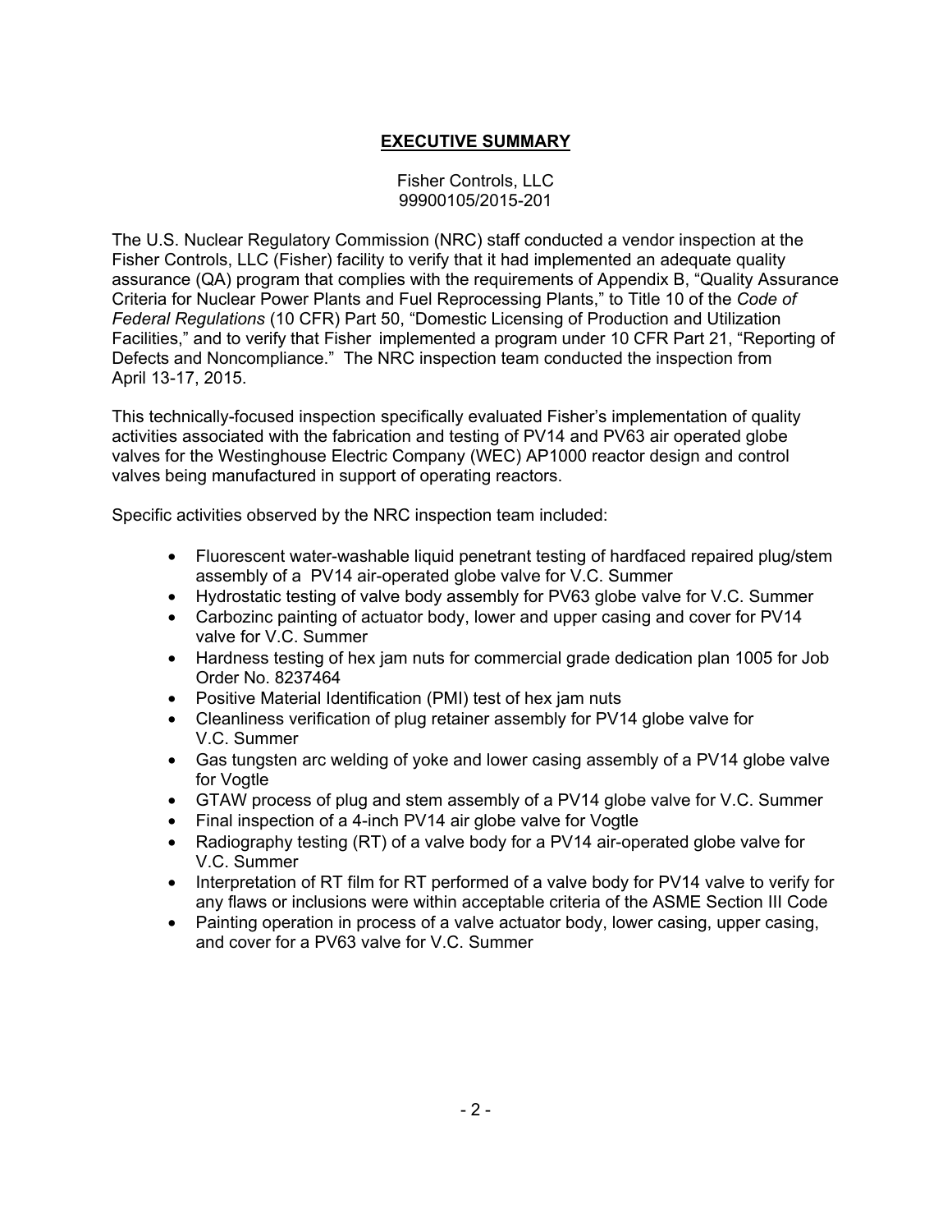# EXECUTIVE SUMMARY

Fisher Controls, LLC
99900105/2015-201

The U.S. Nuclear Regulatory Commission (NRC) staff conducted a vendor inspection at the Fisher Controls, LLC (Fisher) facility to verify that it had implemented an adequate quality assurance (QA) program that complies with the requirements of Appendix B, "Quality Assurance Criteria for Nuclear Power Plants and Fuel Reprocessing Plants," to Title 10 of the *Code of Federal Regulations* (10 CFR) Part 50, "Domestic Licensing of Production and Utilization Facilities," and to verify that Fisher implemented a program under 10 CFR Part 21, "Reporting of Defects and Noncompliance." The NRC inspection team conducted the inspection from April 13-17, 2015.

This technically-focused inspection specifically evaluated Fisher's implementation of quality activities associated with the fabrication and testing of PV14 and PV63 air operated globe valves for the Westinghouse Electric Company (WEC) AP1000 reactor design and control valves being manufactured in support of operating reactors.

Specific activities observed by the NRC inspection team included:

- Fluorescent water-washable liquid penetrant testing of hardfaced repaired plug/stem assembly of a PV14 air-operated globe valve for V.C. Summer
- Hydrostatic testing of valve body assembly for PV63 globe valve for V.C. Summer
- Carbozinc painting of actuator body, lower and upper casing and cover for PV14 valve for V.C. Summer
- Hardness testing of hex jam nuts for commercial grade dedication plan 1005 for Job Order No. 8237464
- Positive Material Identification (PMI) test of hex jam nuts
- Cleanliness verification of plug retainer assembly for PV14 globe valve for V.C. Summer
- Gas tungsten arc welding of yoke and lower casing assembly of a PV14 globe valve for Vogtle
- GTAW process of plug and stem assembly of a PV14 globe valve for V.C. Summer
- Final inspection of a 4-inch PV14 air globe valve for Vogtle
- Radiography testing (RT) of a valve body for a PV14 air-operated globe valve for V.C. Summer
- Interpretation of RT film for RT performed of a valve body for PV14 valve to verify for any flaws or inclusions were within acceptable criteria of the ASME Section III Code
- Painting operation in process of a valve actuator body, lower casing, upper casing, and cover for a PV63 valve for V.C. Summer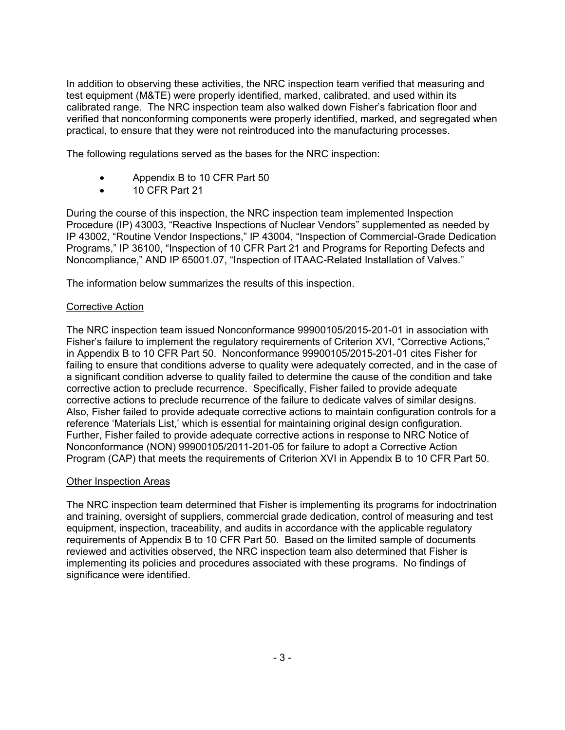In addition to observing these activities, the NRC inspection team verified that measuring and test equipment (M&TE) were properly identified, marked, calibrated, and used within its calibrated range. The NRC inspection team also walked down Fisher's fabrication floor and verified that nonconforming components were properly identified, marked, and segregated when practical, to ensure that they were not reintroduced into the manufacturing processes.

The following regulations served as the bases for the NRC inspection:

- Appendix B to 10 CFR Part 50
- 10 CFR Part 21

During the course of this inspection, the NRC inspection team implemented Inspection Procedure (IP) 43003, "Reactive Inspections of Nuclear Vendors" supplemented as needed by IP 43002, "Routine Vendor Inspections," IP 43004, "Inspection of Commercial-Grade Dedication Programs," IP 36100, "Inspection of 10 CFR Part 21 and Programs for Reporting Defects and Noncompliance," AND IP 65001.07, "Inspection of ITAAC-Related Installation of Valves."

The information below summarizes the results of this inspection.

Corrective Action

The NRC inspection team issued Nonconformance 99900105/2015-201-01 in association with Fisher's failure to implement the regulatory requirements of Criterion XVI, "Corrective Actions," in Appendix B to 10 CFR Part 50. Nonconformance 99900105/2015-201-01 cites Fisher for failing to ensure that conditions adverse to quality were adequately corrected, and in the case of a significant condition adverse to quality failed to determine the cause of the condition and take corrective action to preclude recurrence. Specifically, Fisher failed to provide adequate corrective actions to preclude recurrence of the failure to dedicate valves of similar designs. Also, Fisher failed to provide adequate corrective actions to maintain configuration controls for a reference 'Materials List,' which is essential for maintaining original design configuration. Further, Fisher failed to provide adequate corrective actions in response to NRC Notice of Nonconformance (NON) 99900105/2011-201-05 for failure to adopt a Corrective Action Program (CAP) that meets the requirements of Criterion XVI in Appendix B to 10 CFR Part 50.

Other Inspection Areas

The NRC inspection team determined that Fisher is implementing its programs for indoctrination and training, oversight of suppliers, commercial grade dedication, control of measuring and test equipment, inspection, traceability, and audits in accordance with the applicable regulatory requirements of Appendix B to 10 CFR Part 50. Based on the limited sample of documents reviewed and activities observed, the NRC inspection team also determined that Fisher is implementing its policies and procedures associated with these programs. No findings of significance were identified.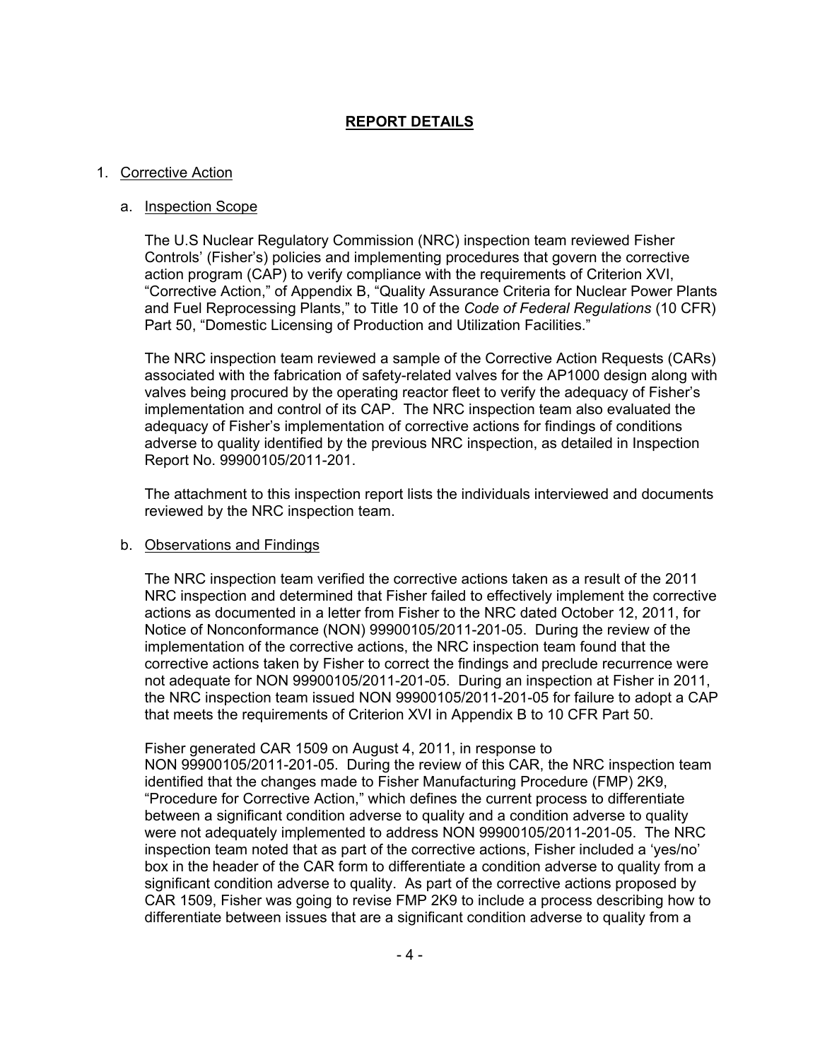## REPORT DETAILS

1. Corrective Action

   a. Inspection Scope

   The U.S Nuclear Regulatory Commission (NRC) inspection team reviewed Fisher Controls' (Fisher's) policies and implementing procedures that govern the corrective action program (CAP) to verify compliance with the requirements of Criterion XVI, "Corrective Action," of Appendix B, "Quality Assurance Criteria for Nuclear Power Plants and Fuel Reprocessing Plants," to Title 10 of the *Code of Federal Regulations* (10 CFR) Part 50, "Domestic Licensing of Production and Utilization Facilities."

   The NRC inspection team reviewed a sample of the Corrective Action Requests (CARs) associated with the fabrication of safety-related valves for the AP1000 design along with valves being procured by the operating reactor fleet to verify the adequacy of Fisher's implementation and control of its CAP. The NRC inspection team also evaluated the adequacy of Fisher's implementation of corrective actions for findings of conditions adverse to quality identified by the previous NRC inspection, as detailed in Inspection Report No. 99900105/2011-201.

   The attachment to this inspection report lists the individuals interviewed and documents reviewed by the NRC inspection team.

   b. Observations and Findings

   The NRC inspection team verified the corrective actions taken as a result of the 2011 NRC inspection and determined that Fisher failed to effectively implement the corrective actions as documented in a letter from Fisher to the NRC dated October 12, 2011, for Notice of Nonconformance (NON) 99900105/2011-201-05. During the review of the implementation of the corrective actions, the NRC inspection team found that the corrective actions taken by Fisher to correct the findings and preclude recurrence were not adequate for NON 99900105/2011-201-05. During an inspection at Fisher in 2011, the NRC inspection team issued NON 99900105/2011-201-05 for failure to adopt a CAP that meets the requirements of Criterion XVI in Appendix B to 10 CFR Part 50.

   Fisher generated CAR 1509 on August 4, 2011, in response to NON 99900105/2011-201-05. During the review of this CAR, the NRC inspection team identified that the changes made to Fisher Manufacturing Procedure (FMP) 2K9, "Procedure for Corrective Action," which defines the current process to differentiate between a significant condition adverse to quality and a condition adverse to quality were not adequately implemented to address NON 99900105/2011-201-05. The NRC inspection team noted that as part of the corrective actions, Fisher included a 'yes/no' box in the header of the CAR form to differentiate a condition adverse to quality from a significant condition adverse to quality. As part of the corrective actions proposed by CAR 1509, Fisher was going to revise FMP 2K9 to include a process describing how to differentiate between issues that are a significant condition adverse to quality from a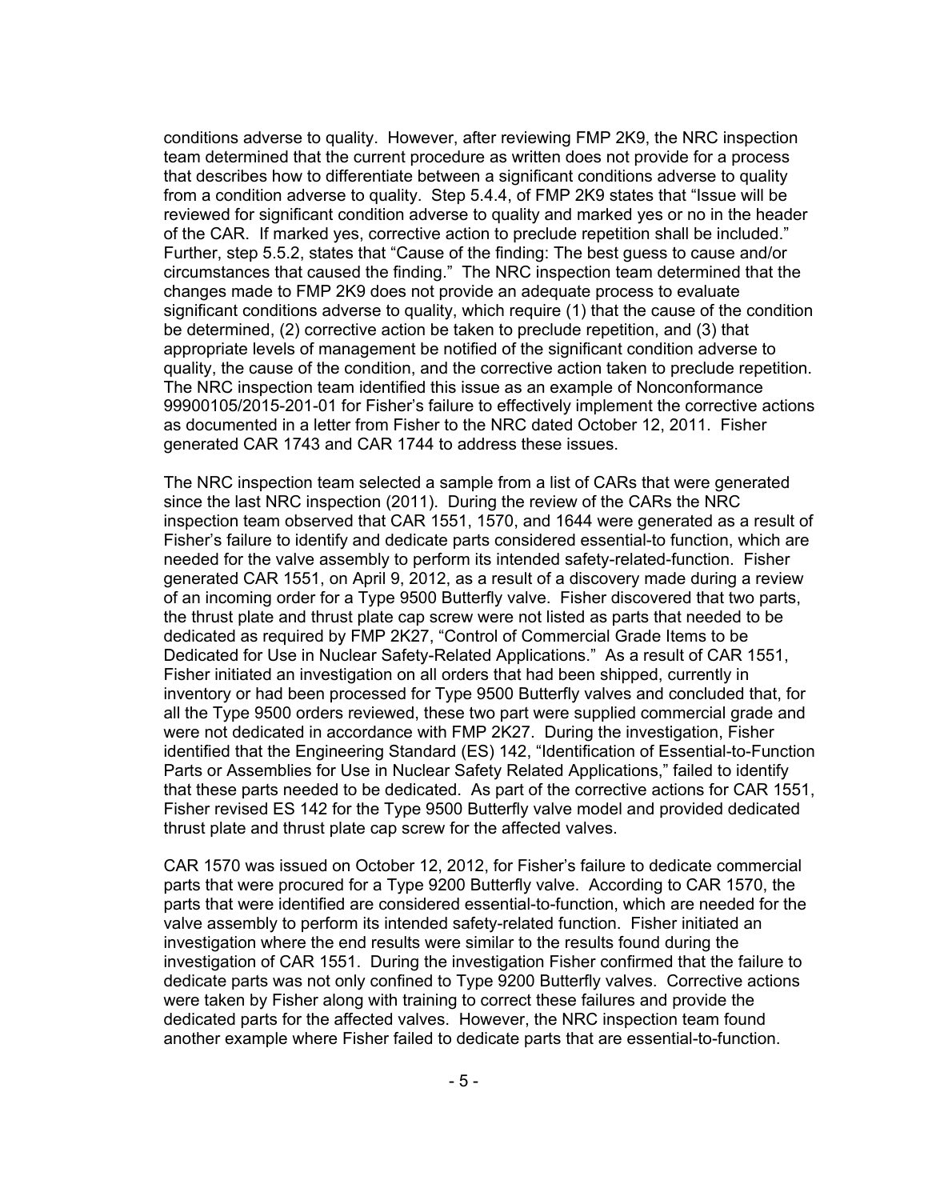conditions adverse to quality. However, after reviewing FMP 2K9, the NRC inspection team determined that the current procedure as written does not provide for a process that describes how to differentiate between a significant conditions adverse to quality from a condition adverse to quality. Step 5.4.4, of FMP 2K9 states that "Issue will be reviewed for significant condition adverse to quality and marked yes or no in the header of the CAR. If marked yes, corrective action to preclude repetition shall be included." Further, step 5.5.2, states that "Cause of the finding: The best guess to cause and/or circumstances that caused the finding." The NRC inspection team determined that the changes made to FMP 2K9 does not provide an adequate process to evaluate significant conditions adverse to quality, which require (1) that the cause of the condition be determined, (2) corrective action be taken to preclude repetition, and (3) that appropriate levels of management be notified of the significant condition adverse to quality, the cause of the condition, and the corrective action taken to preclude repetition. The NRC inspection team identified this issue as an example of Nonconformance 99900105/2015-201-01 for Fisher's failure to effectively implement the corrective actions as documented in a letter from Fisher to the NRC dated October 12, 2011. Fisher generated CAR 1743 and CAR 1744 to address these issues.

The NRC inspection team selected a sample from a list of CARs that were generated since the last NRC inspection (2011). During the review of the CARs the NRC inspection team observed that CAR 1551, 1570, and 1644 were generated as a result of Fisher's failure to identify and dedicate parts considered essential-to function, which are needed for the valve assembly to perform its intended safety-related-function. Fisher generated CAR 1551, on April 9, 2012, as a result of a discovery made during a review of an incoming order for a Type 9500 Butterfly valve. Fisher discovered that two parts, the thrust plate and thrust plate cap screw were not listed as parts that needed to be dedicated as required by FMP 2K27, "Control of Commercial Grade Items to be Dedicated for Use in Nuclear Safety-Related Applications." As a result of CAR 1551, Fisher initiated an investigation on all orders that had been shipped, currently in inventory or had been processed for Type 9500 Butterfly valves and concluded that, for all the Type 9500 orders reviewed, these two part were supplied commercial grade and were not dedicated in accordance with FMP 2K27. During the investigation, Fisher identified that the Engineering Standard (ES) 142, "Identification of Essential-to-Function Parts or Assemblies for Use in Nuclear Safety Related Applications," failed to identify that these parts needed to be dedicated. As part of the corrective actions for CAR 1551, Fisher revised ES 142 for the Type 9500 Butterfly valve model and provided dedicated thrust plate and thrust plate cap screw for the affected valves.

CAR 1570 was issued on October 12, 2012, for Fisher's failure to dedicate commercial parts that were procured for a Type 9200 Butterfly valve. According to CAR 1570, the parts that were identified are considered essential-to-function, which are needed for the valve assembly to perform its intended safety-related function. Fisher initiated an investigation where the end results were similar to the results found during the investigation of CAR 1551. During the investigation Fisher confirmed that the failure to dedicate parts was not only confined to Type 9200 Butterfly valves. Corrective actions were taken by Fisher along with training to correct these failures and provide the dedicated parts for the affected valves. However, the NRC inspection team found another example where Fisher failed to dedicate parts that are essential-to-function.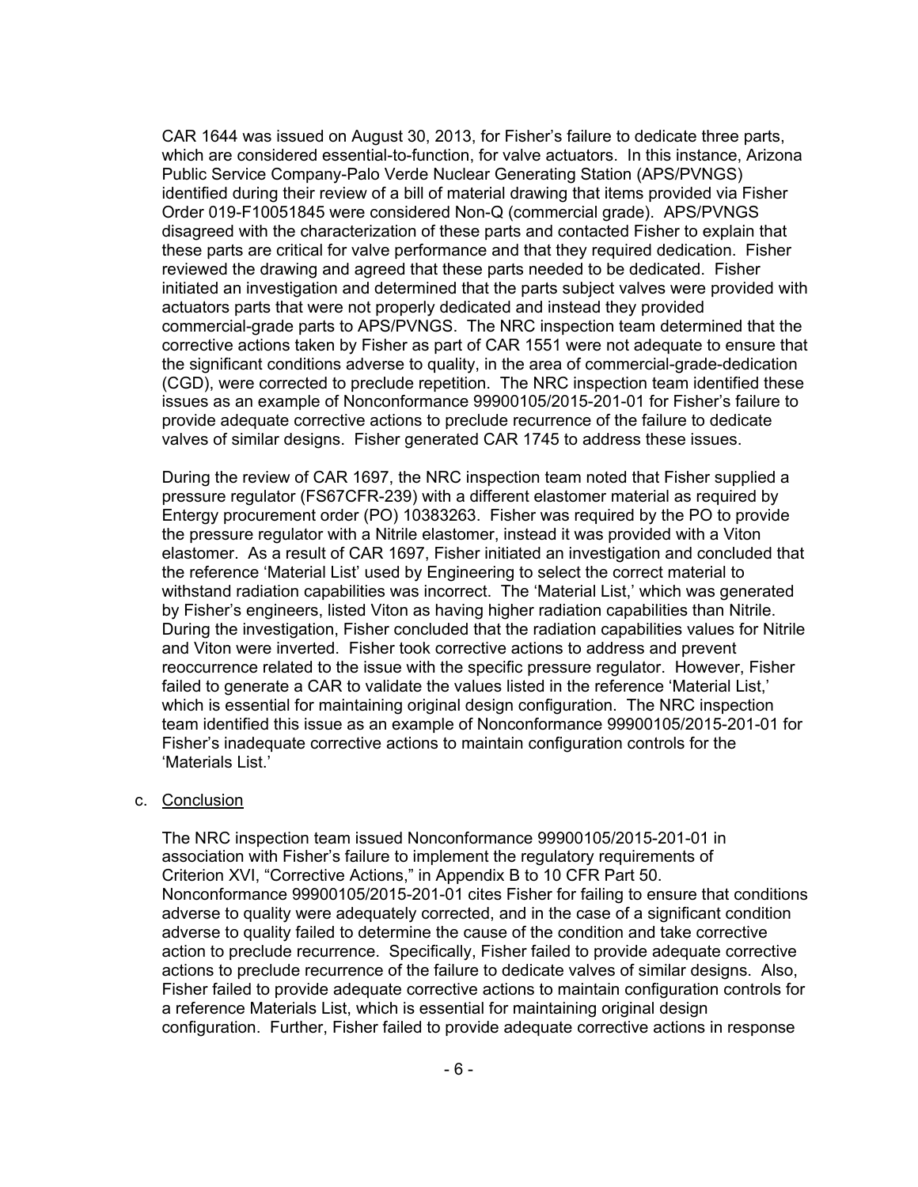CAR 1644 was issued on August 30, 2013, for Fisher's failure to dedicate three parts, which are considered essential-to-function, for valve actuators. In this instance, Arizona Public Service Company-Palo Verde Nuclear Generating Station (APS/PVNGS) identified during their review of a bill of material drawing that items provided via Fisher Order 019-F10051845 were considered Non-Q (commercial grade). APS/PVNGS disagreed with the characterization of these parts and contacted Fisher to explain that these parts are critical for valve performance and that they required dedication. Fisher reviewed the drawing and agreed that these parts needed to be dedicated. Fisher initiated an investigation and determined that the parts subject valves were provided with actuators parts that were not properly dedicated and instead they provided commercial-grade parts to APS/PVNGS. The NRC inspection team determined that the corrective actions taken by Fisher as part of CAR 1551 were not adequate to ensure that the significant conditions adverse to quality, in the area of commercial-grade-dedication (CGD), were corrected to preclude repetition. The NRC inspection team identified these issues as an example of Nonconformance 99900105/2015-201-01 for Fisher's failure to provide adequate corrective actions to preclude recurrence of the failure to dedicate valves of similar designs. Fisher generated CAR 1745 to address these issues.

During the review of CAR 1697, the NRC inspection team noted that Fisher supplied a pressure regulator (FS67CFR-239) with a different elastomer material as required by Entergy procurement order (PO) 10383263. Fisher was required by the PO to provide the pressure regulator with a Nitrile elastomer, instead it was provided with a Viton elastomer. As a result of CAR 1697, Fisher initiated an investigation and concluded that the reference 'Material List' used by Engineering to select the correct material to withstand radiation capabilities was incorrect. The 'Material List,' which was generated by Fisher's engineers, listed Viton as having higher radiation capabilities than Nitrile. During the investigation, Fisher concluded that the radiation capabilities values for Nitrile and Viton were inverted. Fisher took corrective actions to address and prevent reoccurrence related to the issue with the specific pressure regulator. However, Fisher failed to generate a CAR to validate the values listed in the reference 'Material List,' which is essential for maintaining original design configuration. The NRC inspection team identified this issue as an example of Nonconformance 99900105/2015-201-01 for Fisher's inadequate corrective actions to maintain configuration controls for the 'Materials List.'

c. <u>Conclusion</u>

The NRC inspection team issued Nonconformance 99900105/2015-201-01 in association with Fisher's failure to implement the regulatory requirements of Criterion XVI, "Corrective Actions," in Appendix B to 10 CFR Part 50. Nonconformance 99900105/2015-201-01 cites Fisher for failing to ensure that conditions adverse to quality were adequately corrected, and in the case of a significant condition adverse to quality failed to determine the cause of the condition and take corrective action to preclude recurrence. Specifically, Fisher failed to provide adequate corrective actions to preclude recurrence of the failure to dedicate valves of similar designs. Also, Fisher failed to provide adequate corrective actions to maintain configuration controls for a reference Materials List, which is essential for maintaining original design configuration. Further, Fisher failed to provide adequate corrective actions in response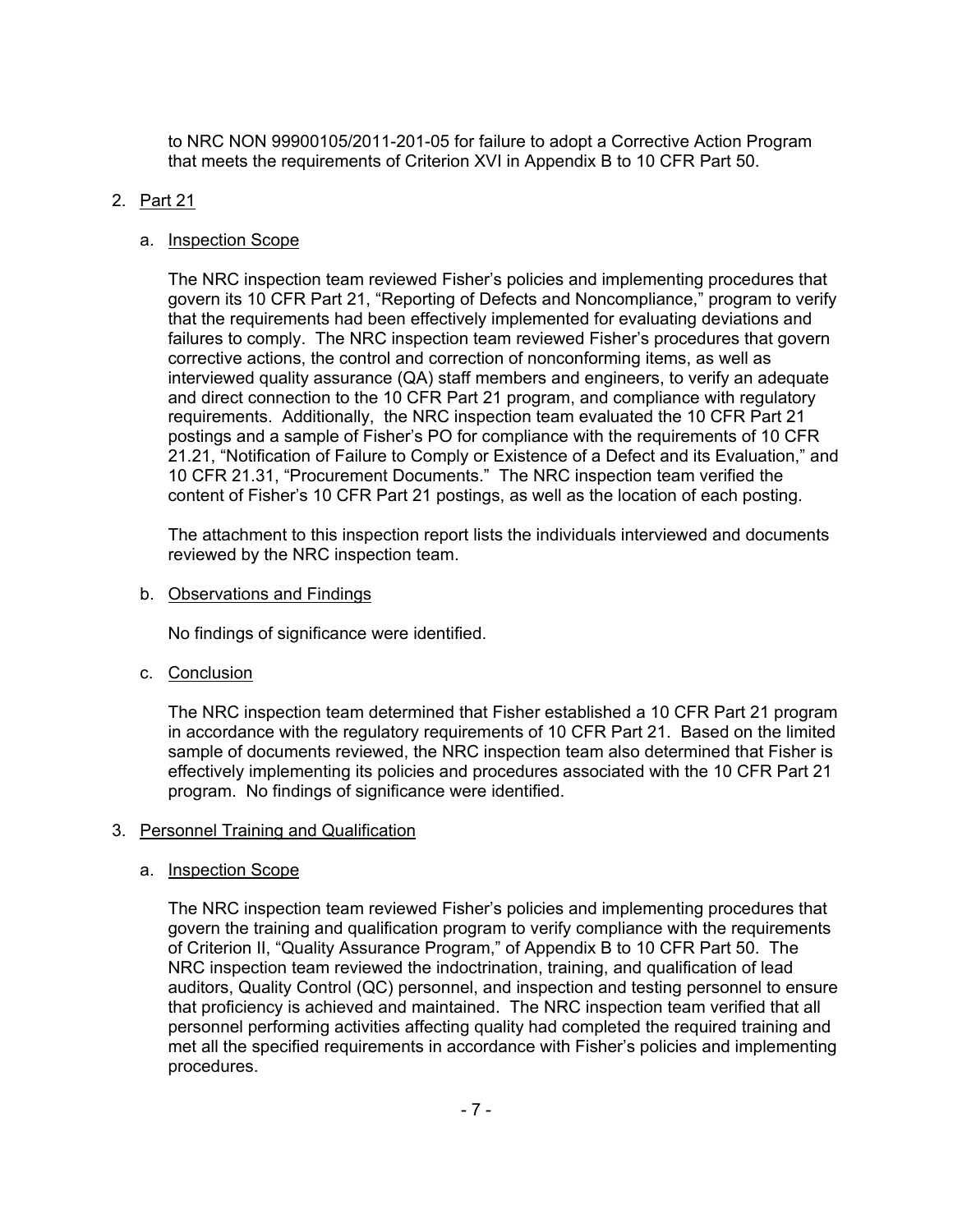to NRC NON 99900105/2011-201-05 for failure to adopt a Corrective Action Program that meets the requirements of Criterion XVI in Appendix B to 10 CFR Part 50.

2. Part 21

   a. Inspection Scope

      The NRC inspection team reviewed Fisher's policies and implementing procedures that govern its 10 CFR Part 21, "Reporting of Defects and Noncompliance," program to verify that the requirements had been effectively implemented for evaluating deviations and failures to comply. The NRC inspection team reviewed Fisher's procedures that govern corrective actions, the control and correction of nonconforming items, as well as interviewed quality assurance (QA) staff members and engineers, to verify an adequate and direct connection to the 10 CFR Part 21 program, and compliance with regulatory requirements. Additionally, the NRC inspection team evaluated the 10 CFR Part 21 postings and a sample of Fisher's PO for compliance with the requirements of 10 CFR 21.21, "Notification of Failure to Comply or Existence of a Defect and its Evaluation," and 10 CFR 21.31, "Procurement Documents." The NRC inspection team verified the content of Fisher's 10 CFR Part 21 postings, as well as the location of each posting.

      The attachment to this inspection report lists the individuals interviewed and documents reviewed by the NRC inspection team.

   b. Observations and Findings

      No findings of significance were identified.

   c. Conclusion

      The NRC inspection team determined that Fisher established a 10 CFR Part 21 program in accordance with the regulatory requirements of 10 CFR Part 21. Based on the limited sample of documents reviewed, the NRC inspection team also determined that Fisher is effectively implementing its policies and procedures associated with the 10 CFR Part 21 program. No findings of significance were identified.

3. Personnel Training and Qualification

   a. Inspection Scope

      The NRC inspection team reviewed Fisher's policies and implementing procedures that govern the training and qualification program to verify compliance with the requirements of Criterion II, "Quality Assurance Program," of Appendix B to 10 CFR Part 50. The NRC inspection team reviewed the indoctrination, training, and qualification of lead auditors, Quality Control (QC) personnel, and inspection and testing personnel to ensure that proficiency is achieved and maintained. The NRC inspection team verified that all personnel performing activities affecting quality had completed the required training and met all the specified requirements in accordance with Fisher's policies and implementing procedures.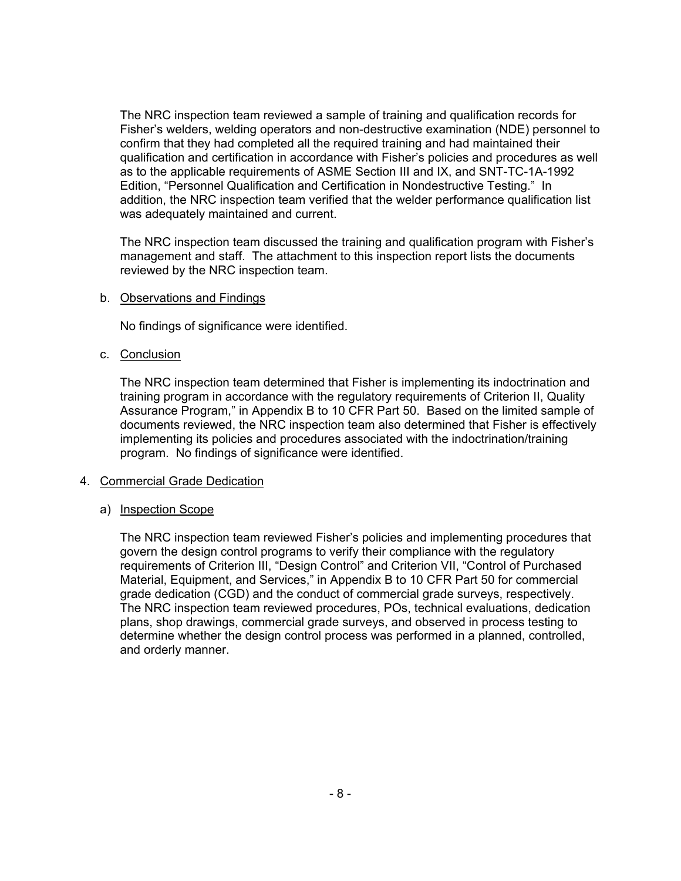The NRC inspection team reviewed a sample of training and qualification records for Fisher's welders, welding operators and non-destructive examination (NDE) personnel to confirm that they had completed all the required training and had maintained their qualification and certification in accordance with Fisher's policies and procedures as well as to the applicable requirements of ASME Section III and IX, and SNT-TC-1A-1992 Edition, "Personnel Qualification and Certification in Nondestructive Testing." In addition, the NRC inspection team verified that the welder performance qualification list was adequately maintained and current.

The NRC inspection team discussed the training and qualification program with Fisher's management and staff. The attachment to this inspection report lists the documents reviewed by the NRC inspection team.

b. Observations and Findings

No findings of significance were identified.

c. Conclusion

The NRC inspection team determined that Fisher is implementing its indoctrination and training program in accordance with the regulatory requirements of Criterion II, Quality Assurance Program," in Appendix B to 10 CFR Part 50. Based on the limited sample of documents reviewed, the NRC inspection team also determined that Fisher is effectively implementing its policies and procedures associated with the indoctrination/training program. No findings of significance were identified.

4. Commercial Grade Dedication

a) Inspection Scope

The NRC inspection team reviewed Fisher's policies and implementing procedures that govern the design control programs to verify their compliance with the regulatory requirements of Criterion III, "Design Control" and Criterion VII, "Control of Purchased Material, Equipment, and Services," in Appendix B to 10 CFR Part 50 for commercial grade dedication (CGD) and the conduct of commercial grade surveys, respectively. The NRC inspection team reviewed procedures, POs, technical evaluations, dedication plans, shop drawings, commercial grade surveys, and observed in process testing to determine whether the design control process was performed in a planned, controlled, and orderly manner.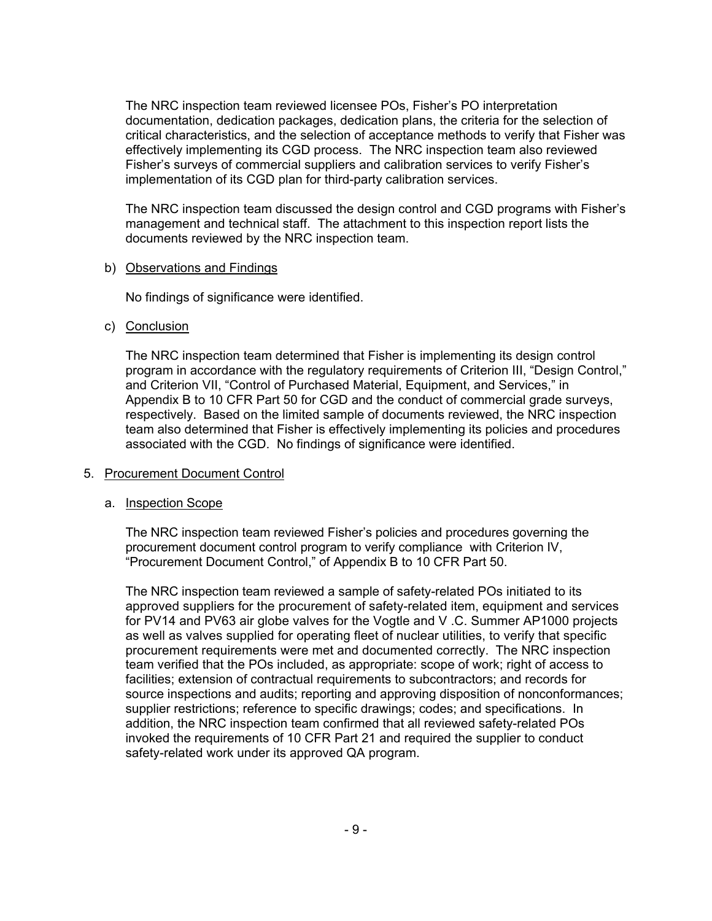The NRC inspection team reviewed licensee POs, Fisher's PO interpretation documentation, dedication packages, dedication plans, the criteria for the selection of critical characteristics, and the selection of acceptance methods to verify that Fisher was effectively implementing its CGD process. The NRC inspection team also reviewed Fisher's surveys of commercial suppliers and calibration services to verify Fisher's implementation of its CGD plan for third-party calibration services.

The NRC inspection team discussed the design control and CGD programs with Fisher's management and technical staff. The attachment to this inspection report lists the documents reviewed by the NRC inspection team.

b) Observations and Findings

No findings of significance were identified.

c) Conclusion

The NRC inspection team determined that Fisher is implementing its design control program in accordance with the regulatory requirements of Criterion III, "Design Control," and Criterion VII, "Control of Purchased Material, Equipment, and Services," in Appendix B to 10 CFR Part 50 for CGD and the conduct of commercial grade surveys, respectively. Based on the limited sample of documents reviewed, the NRC inspection team also determined that Fisher is effectively implementing its policies and procedures associated with the CGD. No findings of significance were identified.

5. Procurement Document Control

a. Inspection Scope

The NRC inspection team reviewed Fisher's policies and procedures governing the procurement document control program to verify compliance with Criterion IV, "Procurement Document Control," of Appendix B to 10 CFR Part 50.

The NRC inspection team reviewed a sample of safety-related POs initiated to its approved suppliers for the procurement of safety-related item, equipment and services for PV14 and PV63 air globe valves for the Vogtle and V .C. Summer AP1000 projects as well as valves supplied for operating fleet of nuclear utilities, to verify that specific procurement requirements were met and documented correctly. The NRC inspection team verified that the POs included, as appropriate: scope of work; right of access to facilities; extension of contractual requirements to subcontractors; and records for source inspections and audits; reporting and approving disposition of nonconformances; supplier restrictions; reference to specific drawings; codes; and specifications. In addition, the NRC inspection team confirmed that all reviewed safety-related POs invoked the requirements of 10 CFR Part 21 and required the supplier to conduct safety-related work under its approved QA program.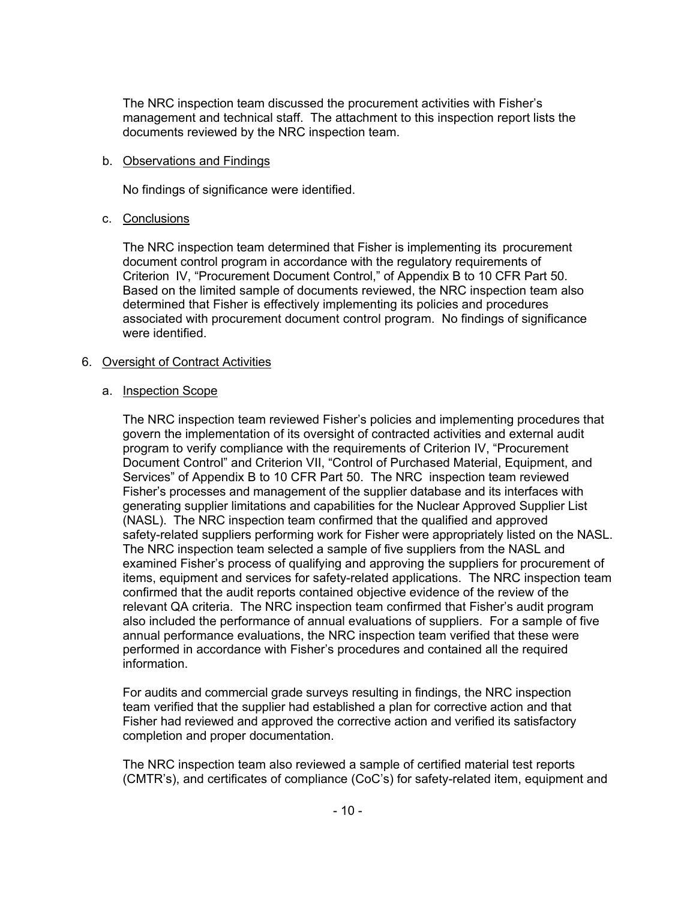The NRC inspection team discussed the procurement activities with Fisher's management and technical staff. The attachment to this inspection report lists the documents reviewed by the NRC inspection team.

b. Observations and Findings

No findings of significance were identified.

c. Conclusions

The NRC inspection team determined that Fisher is implementing its procurement document control program in accordance with the regulatory requirements of Criterion IV, "Procurement Document Control," of Appendix B to 10 CFR Part 50. Based on the limited sample of documents reviewed, the NRC inspection team also determined that Fisher is effectively implementing its policies and procedures associated with procurement document control program. No findings of significance were identified.

6. Oversight of Contract Activities

a. Inspection Scope

The NRC inspection team reviewed Fisher's policies and implementing procedures that govern the implementation of its oversight of contracted activities and external audit program to verify compliance with the requirements of Criterion IV, "Procurement Document Control" and Criterion VII, "Control of Purchased Material, Equipment, and Services" of Appendix B to 10 CFR Part 50. The NRC inspection team reviewed Fisher's processes and management of the supplier database and its interfaces with generating supplier limitations and capabilities for the Nuclear Approved Supplier List (NASL). The NRC inspection team confirmed that the qualified and approved safety-related suppliers performing work for Fisher were appropriately listed on the NASL. The NRC inspection team selected a sample of five suppliers from the NASL and examined Fisher's process of qualifying and approving the suppliers for procurement of items, equipment and services for safety-related applications. The NRC inspection team confirmed that the audit reports contained objective evidence of the review of the relevant QA criteria. The NRC inspection team confirmed that Fisher's audit program also included the performance of annual evaluations of suppliers. For a sample of five annual performance evaluations, the NRC inspection team verified that these were performed in accordance with Fisher's procedures and contained all the required information.

For audits and commercial grade surveys resulting in findings, the NRC inspection team verified that the supplier had established a plan for corrective action and that Fisher had reviewed and approved the corrective action and verified its satisfactory completion and proper documentation.

The NRC inspection team also reviewed a sample of certified material test reports (CMTR's), and certificates of compliance (CoC's) for safety-related item, equipment and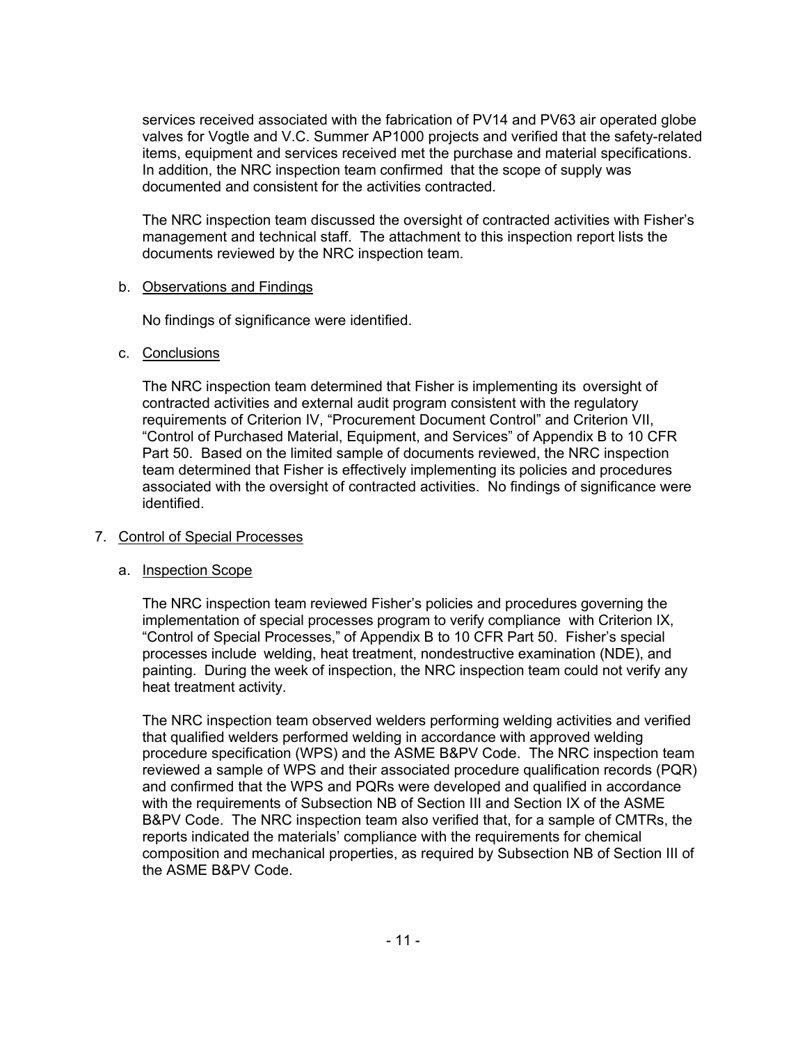services received associated with the fabrication of PV14 and PV63 air operated globe valves for Vogtle and V.C. Summer AP1000 projects and verified that the safety-related items, equipment and services received met the purchase and material specifications. In addition, the NRC inspection team confirmed that the scope of supply was documented and consistent for the activities contracted.

The NRC inspection team discussed the oversight of contracted activities with Fisher's management and technical staff. The attachment to this inspection report lists the documents reviewed by the NRC inspection team.

b. Observations and Findings

No findings of significance were identified.

c. Conclusions

The NRC inspection team determined that Fisher is implementing its oversight of contracted activities and external audit program consistent with the regulatory requirements of Criterion IV, "Procurement Document Control" and Criterion VII, "Control of Purchased Material, Equipment, and Services" of Appendix B to 10 CFR Part 50. Based on the limited sample of documents reviewed, the NRC inspection team determined that Fisher is effectively implementing its policies and procedures associated with the oversight of contracted activities. No findings of significance were identified.

7. Control of Special Processes

a. Inspection Scope

The NRC inspection team reviewed Fisher's policies and procedures governing the implementation of special processes program to verify compliance with Criterion IX, "Control of Special Processes," of Appendix B to 10 CFR Part 50. Fisher's special processes include welding, heat treatment, nondestructive examination (NDE), and painting. During the week of inspection, the NRC inspection team could not verify any heat treatment activity.

The NRC inspection team observed welders performing welding activities and verified that qualified welders performed welding in accordance with approved welding procedure specification (WPS) and the ASME B&PV Code. The NRC inspection team reviewed a sample of WPS and their associated procedure qualification records (PQR) and confirmed that the WPS and PQRs were developed and qualified in accordance with the requirements of Subsection NB of Section III and Section IX of the ASME B&PV Code. The NRC inspection team also verified that, for a sample of CMTRs, the reports indicated the materials' compliance with the requirements for chemical composition and mechanical properties, as required by Subsection NB of Section III of the ASME B&PV Code.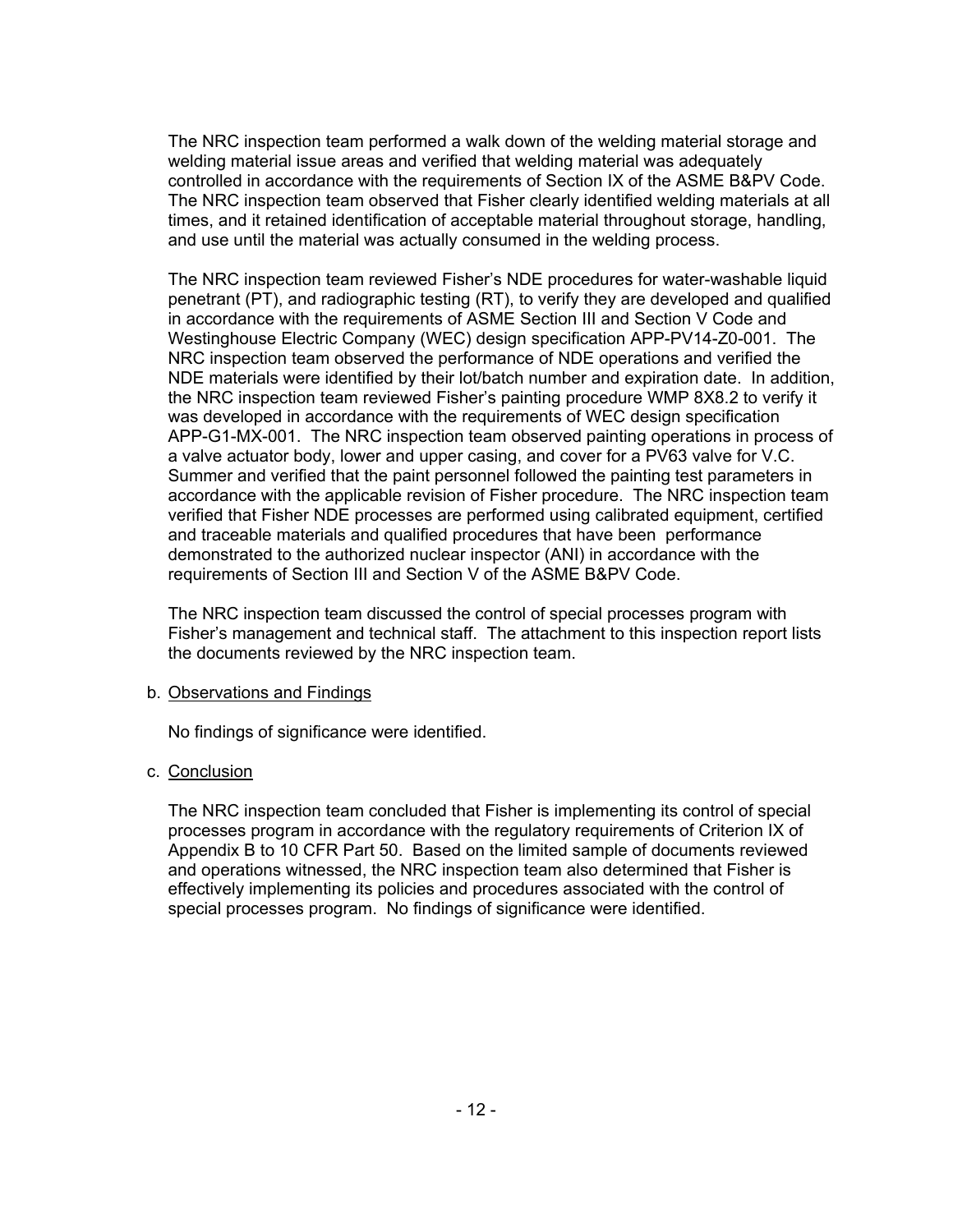The NRC inspection team performed a walk down of the welding material storage and welding material issue areas and verified that welding material was adequately controlled in accordance with the requirements of Section IX of the ASME B&PV Code. The NRC inspection team observed that Fisher clearly identified welding materials at all times, and it retained identification of acceptable material throughout storage, handling, and use until the material was actually consumed in the welding process.

The NRC inspection team reviewed Fisher's NDE procedures for water-washable liquid penetrant (PT), and radiographic testing (RT), to verify they are developed and qualified in accordance with the requirements of ASME Section III and Section V Code and Westinghouse Electric Company (WEC) design specification APP-PV14-Z0-001. The NRC inspection team observed the performance of NDE operations and verified the NDE materials were identified by their lot/batch number and expiration date. In addition, the NRC inspection team reviewed Fisher's painting procedure WMP 8X8.2 to verify it was developed in accordance with the requirements of WEC design specification APP-G1-MX-001. The NRC inspection team observed painting operations in process of a valve actuator body, lower and upper casing, and cover for a PV63 valve for V.C. Summer and verified that the paint personnel followed the painting test parameters in accordance with the applicable revision of Fisher procedure. The NRC inspection team verified that Fisher NDE processes are performed using calibrated equipment, certified and traceable materials and qualified procedures that have been performance demonstrated to the authorized nuclear inspector (ANI) in accordance with the requirements of Section III and Section V of the ASME B&PV Code.

The NRC inspection team discussed the control of special processes program with Fisher's management and technical staff. The attachment to this inspection report lists the documents reviewed by the NRC inspection team.

b. Observations and Findings

No findings of significance were identified.

c. Conclusion

The NRC inspection team concluded that Fisher is implementing its control of special processes program in accordance with the regulatory requirements of Criterion IX of Appendix B to 10 CFR Part 50. Based on the limited sample of documents reviewed and operations witnessed, the NRC inspection team also determined that Fisher is effectively implementing its policies and procedures associated with the control of special processes program. No findings of significance were identified.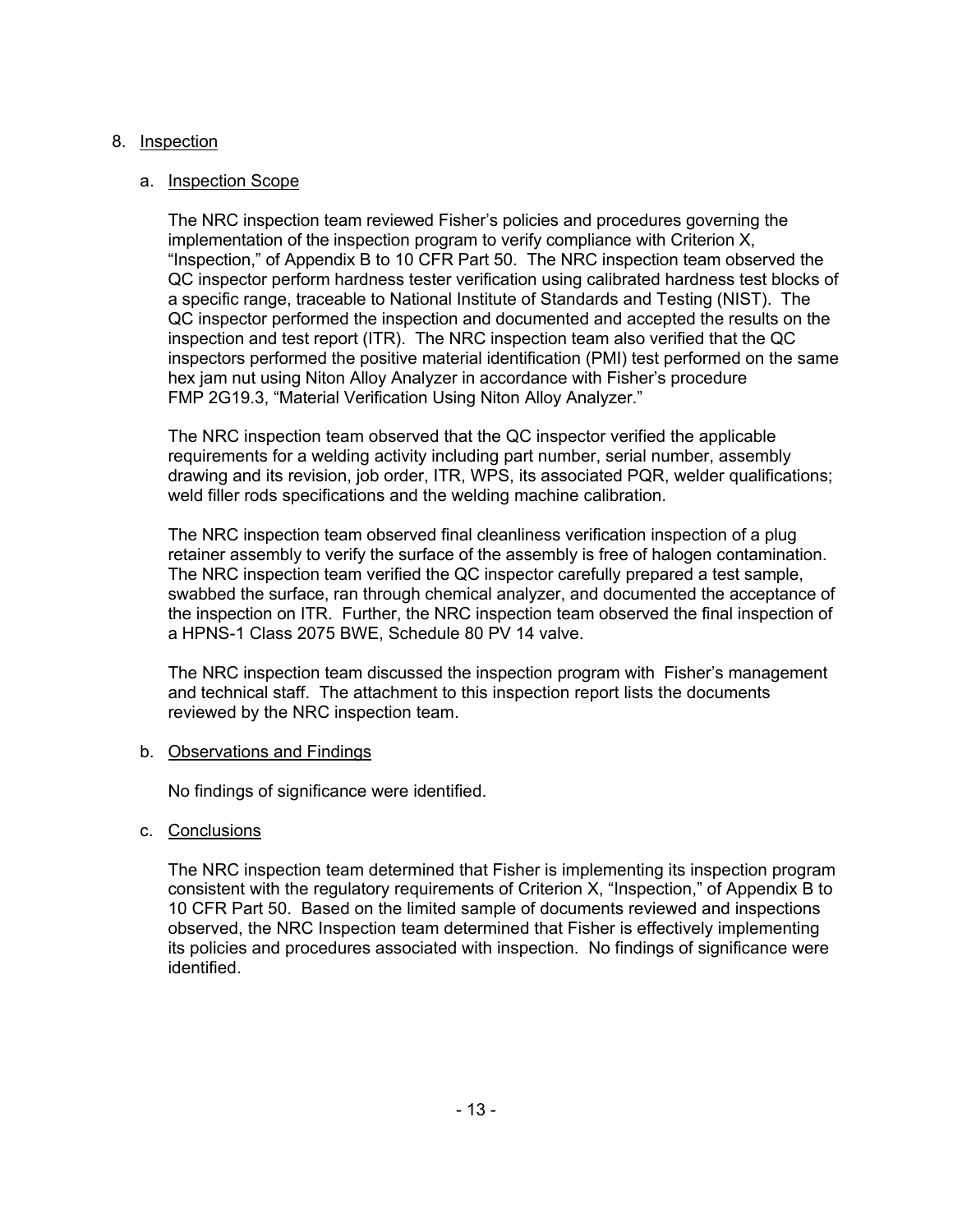## 8. Inspection

### a. Inspection Scope

The NRC inspection team reviewed Fisher's policies and procedures governing the implementation of the inspection program to verify compliance with Criterion X, "Inspection," of Appendix B to 10 CFR Part 50. The NRC inspection team observed the QC inspector perform hardness tester verification using calibrated hardness test blocks of a specific range, traceable to National Institute of Standards and Testing (NIST). The QC inspector performed the inspection and documented and accepted the results on the inspection and test report (ITR). The NRC inspection team also verified that the QC inspectors performed the positive material identification (PMI) test performed on the same hex jam nut using Niton Alloy Analyzer in accordance with Fisher's procedure FMP 2G19.3, "Material Verification Using Niton Alloy Analyzer."

The NRC inspection team observed that the QC inspector verified the applicable requirements for a welding activity including part number, serial number, assembly drawing and its revision, job order, ITR, WPS, its associated PQR, welder qualifications; weld filler rods specifications and the welding machine calibration.

The NRC inspection team observed final cleanliness verification inspection of a plug retainer assembly to verify the surface of the assembly is free of halogen contamination. The NRC inspection team verified the QC inspector carefully prepared a test sample, swabbed the surface, ran through chemical analyzer, and documented the acceptance of the inspection on ITR. Further, the NRC inspection team observed the final inspection of a HPNS-1 Class 2075 BWE, Schedule 80 PV 14 valve.

The NRC inspection team discussed the inspection program with Fisher's management and technical staff. The attachment to this inspection report lists the documents reviewed by the NRC inspection team.

### b. Observations and Findings

No findings of significance were identified.

### c. Conclusions

The NRC inspection team determined that Fisher is implementing its inspection program consistent with the regulatory requirements of Criterion X, "Inspection," of Appendix B to 10 CFR Part 50. Based on the limited sample of documents reviewed and inspections observed, the NRC Inspection team determined that Fisher is effectively implementing its policies and procedures associated with inspection. No findings of significance were identified.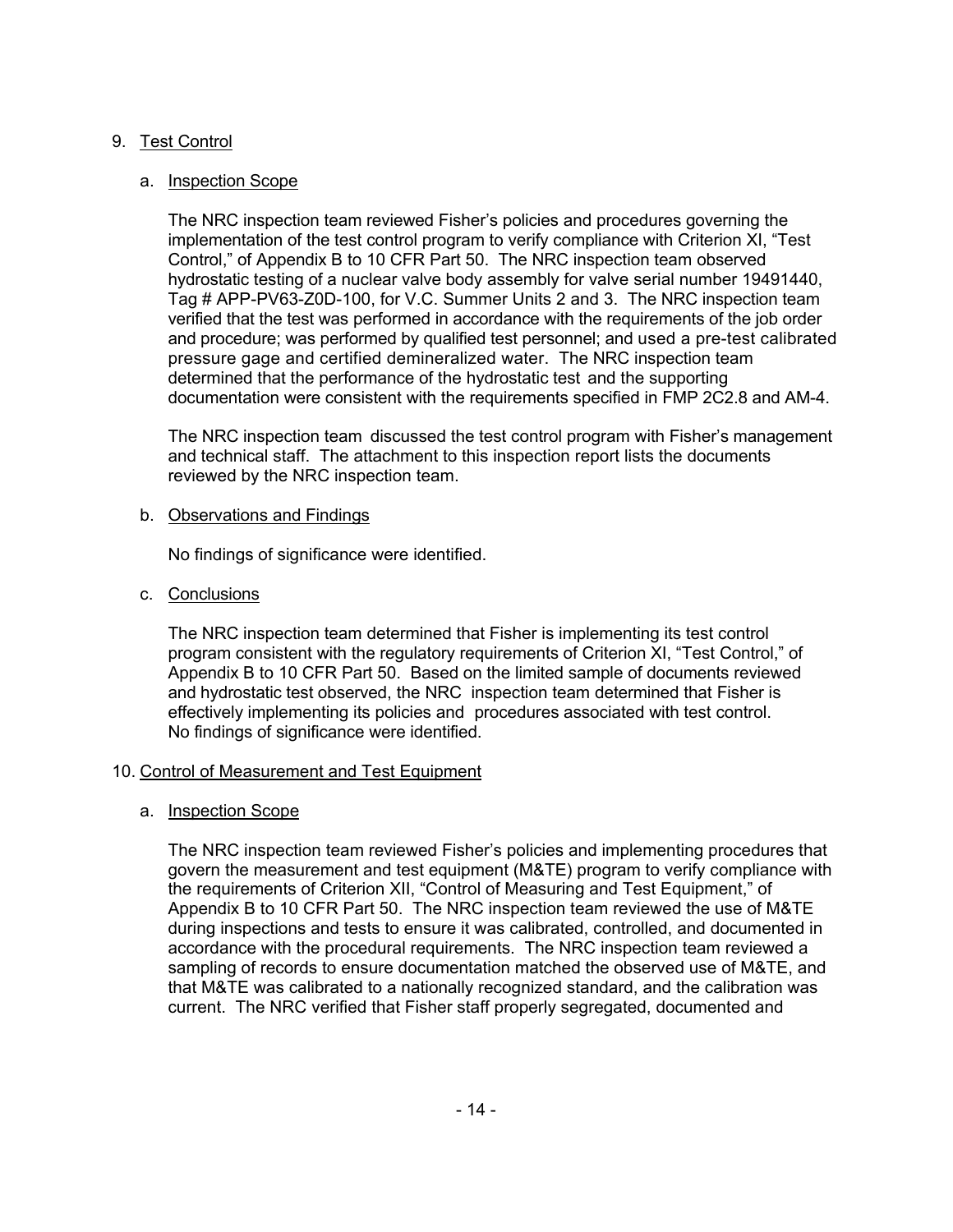## 9. Test Control

### a. Inspection Scope

The NRC inspection team reviewed Fisher's policies and procedures governing the implementation of the test control program to verify compliance with Criterion XI, "Test Control," of Appendix B to 10 CFR Part 50. The NRC inspection team observed hydrostatic testing of a nuclear valve body assembly for valve serial number 19491440, Tag # APP-PV63-Z0D-100, for V.C. Summer Units 2 and 3. The NRC inspection team verified that the test was performed in accordance with the requirements of the job order and procedure; was performed by qualified test personnel; and used a pre-test calibrated pressure gage and certified demineralized water. The NRC inspection team determined that the performance of the hydrostatic test and the supporting documentation were consistent with the requirements specified in FMP 2C2.8 and AM-4.

The NRC inspection team discussed the test control program with Fisher's management and technical staff. The attachment to this inspection report lists the documents reviewed by the NRC inspection team.

### b. Observations and Findings

No findings of significance were identified.

### c. Conclusions

The NRC inspection team determined that Fisher is implementing its test control program consistent with the regulatory requirements of Criterion XI, "Test Control," of Appendix B to 10 CFR Part 50. Based on the limited sample of documents reviewed and hydrostatic test observed, the NRC inspection team determined that Fisher is effectively implementing its policies and procedures associated with test control. No findings of significance were identified.

## 10. Control of Measurement and Test Equipment

### a. Inspection Scope

The NRC inspection team reviewed Fisher's policies and implementing procedures that govern the measurement and test equipment (M&TE) program to verify compliance with the requirements of Criterion XII, "Control of Measuring and Test Equipment," of Appendix B to 10 CFR Part 50. The NRC inspection team reviewed the use of M&TE during inspections and tests to ensure it was calibrated, controlled, and documented in accordance with the procedural requirements. The NRC inspection team reviewed a sampling of records to ensure documentation matched the observed use of M&TE, and that M&TE was calibrated to a nationally recognized standard, and the calibration was current. The NRC verified that Fisher staff properly segregated, documented and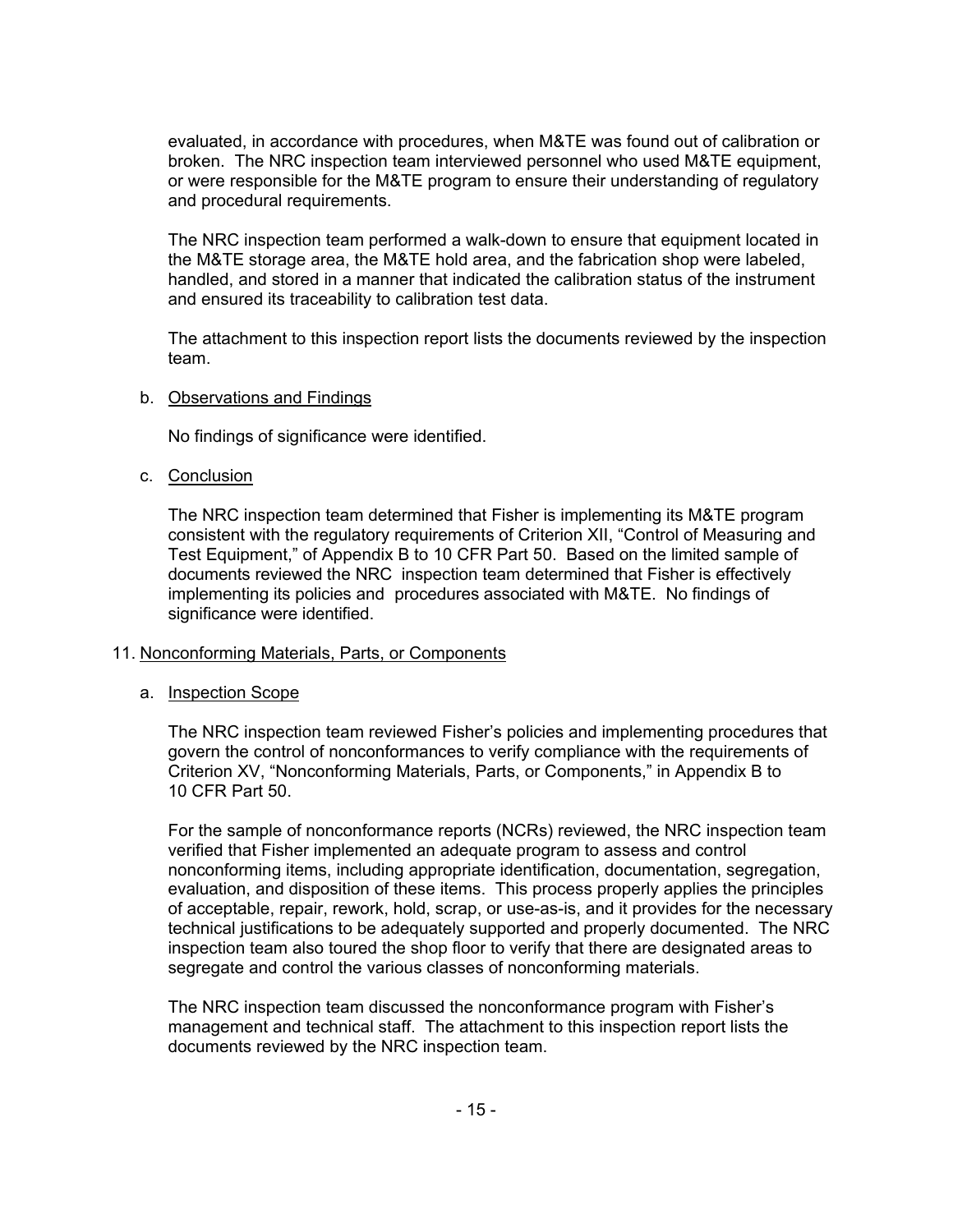evaluated, in accordance with procedures, when M&TE was found out of calibration or broken. The NRC inspection team interviewed personnel who used M&TE equipment, or were responsible for the M&TE program to ensure their understanding of regulatory and procedural requirements.

The NRC inspection team performed a walk-down to ensure that equipment located in the M&TE storage area, the M&TE hold area, and the fabrication shop were labeled, handled, and stored in a manner that indicated the calibration status of the instrument and ensured its traceability to calibration test data.

The attachment to this inspection report lists the documents reviewed by the inspection team.

b. Observations and Findings

No findings of significance were identified.

c. Conclusion

The NRC inspection team determined that Fisher is implementing its M&TE program consistent with the regulatory requirements of Criterion XII, "Control of Measuring and Test Equipment," of Appendix B to 10 CFR Part 50. Based on the limited sample of documents reviewed the NRC inspection team determined that Fisher is effectively implementing its policies and procedures associated with M&TE. No findings of significance were identified.

## 11. Nonconforming Materials, Parts, or Components

a. Inspection Scope

The NRC inspection team reviewed Fisher's policies and implementing procedures that govern the control of nonconformances to verify compliance with the requirements of Criterion XV, "Nonconforming Materials, Parts, or Components," in Appendix B to 10 CFR Part 50.

For the sample of nonconformance reports (NCRs) reviewed, the NRC inspection team verified that Fisher implemented an adequate program to assess and control nonconforming items, including appropriate identification, documentation, segregation, evaluation, and disposition of these items. This process properly applies the principles of acceptable, repair, rework, hold, scrap, or use-as-is, and it provides for the necessary technical justifications to be adequately supported and properly documented. The NRC inspection team also toured the shop floor to verify that there are designated areas to segregate and control the various classes of nonconforming materials.

The NRC inspection team discussed the nonconformance program with Fisher's management and technical staff. The attachment to this inspection report lists the documents reviewed by the NRC inspection team.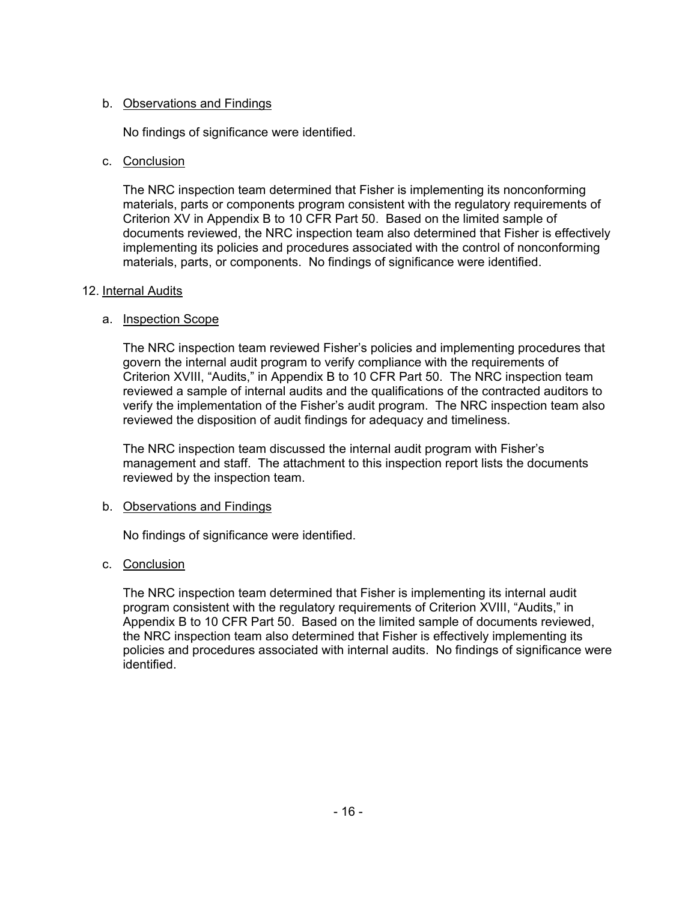b. Observations and Findings

No findings of significance were identified.

c. Conclusion

The NRC inspection team determined that Fisher is implementing its nonconforming materials, parts or components program consistent with the regulatory requirements of Criterion XV in Appendix B to 10 CFR Part 50. Based on the limited sample of documents reviewed, the NRC inspection team also determined that Fisher is effectively implementing its policies and procedures associated with the control of nonconforming materials, parts, or components. No findings of significance were identified.

12. Internal Audits

a. Inspection Scope

The NRC inspection team reviewed Fisher's policies and implementing procedures that govern the internal audit program to verify compliance with the requirements of Criterion XVIII, "Audits," in Appendix B to 10 CFR Part 50. The NRC inspection team reviewed a sample of internal audits and the qualifications of the contracted auditors to verify the implementation of the Fisher's audit program. The NRC inspection team also reviewed the disposition of audit findings for adequacy and timeliness.

The NRC inspection team discussed the internal audit program with Fisher's management and staff. The attachment to this inspection report lists the documents reviewed by the inspection team.

b. Observations and Findings

No findings of significance were identified.

c. Conclusion

The NRC inspection team determined that Fisher is implementing its internal audit program consistent with the regulatory requirements of Criterion XVIII, "Audits," in Appendix B to 10 CFR Part 50. Based on the limited sample of documents reviewed, the NRC inspection team also determined that Fisher is effectively implementing its policies and procedures associated with internal audits. No findings of significance were identified.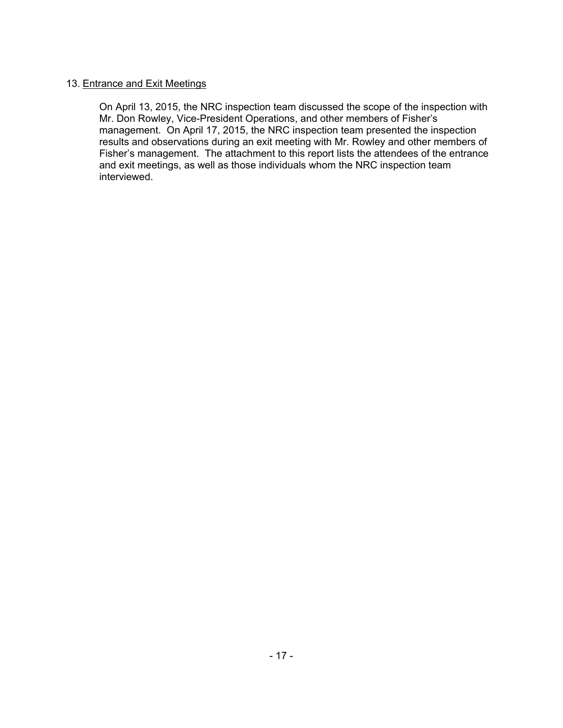## 13. Entrance and Exit Meetings

On April 13, 2015, the NRC inspection team discussed the scope of the inspection with Mr. Don Rowley, Vice-President Operations, and other members of Fisher's management. On April 17, 2015, the NRC inspection team presented the inspection results and observations during an exit meeting with Mr. Rowley and other members of Fisher's management. The attachment to this report lists the attendees of the entrance and exit meetings, as well as those individuals whom the NRC inspection team interviewed.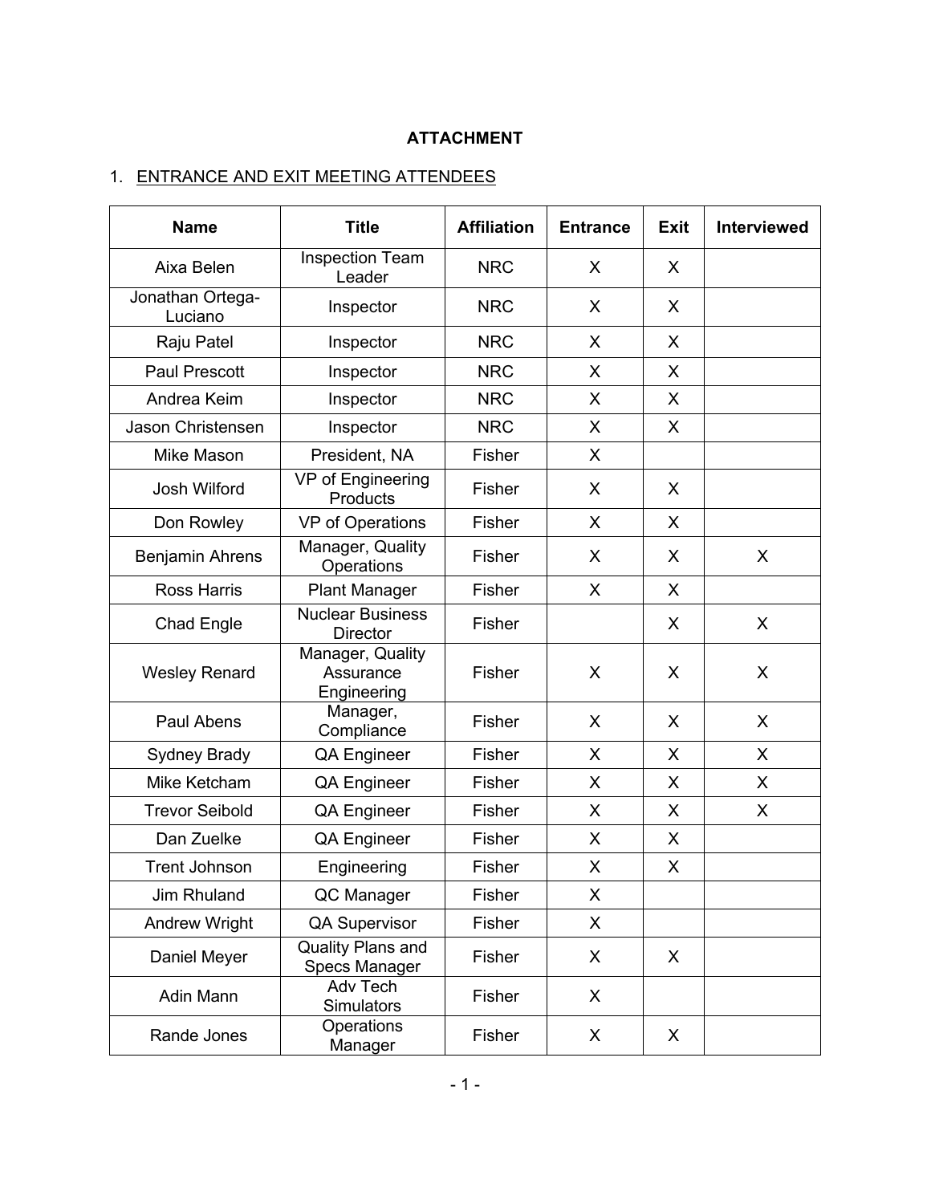**ATTACHMENT**

1. ENTRANCE AND EXIT MEETING ATTENDEES

| Name | Title | Affiliation | Entrance | Exit | Interviewed |
|---|---|---|---|---|---|
| Aixa Belen | Inspection Team Leader | NRC | X | X | |
| Jonathan Ortega-Luciano | Inspector | NRC | X | X | |
| Raju Patel | Inspector | NRC | X | X | |
| Paul Prescott | Inspector | NRC | X | X | |
| Andrea Keim | Inspector | NRC | X | X | |
| Jason Christensen | Inspector | NRC | X | X | |
| Mike Mason | President, NA | Fisher | X | | |
| Josh Wilford | VP of Engineering Products | Fisher | X | X | |
| Don Rowley | VP of Operations | Fisher | X | X | |
| Benjamin Ahrens | Manager, Quality Operations | Fisher | X | X | X |
| Ross Harris | Plant Manager | Fisher | X | X | |
| Chad Engle | Nuclear Business Director | Fisher | | X | X |
| Wesley Renard | Manager, Quality Assurance Engineering | Fisher | X | X | X |
| Paul Abens | Manager, Compliance | Fisher | X | X | X |
| Sydney Brady | QA Engineer | Fisher | X | X | X |
| Mike Ketcham | QA Engineer | Fisher | X | X | X |
| Trevor Seibold | QA Engineer | Fisher | X | X | X |
| Dan Zuelke | QA Engineer | Fisher | X | X | |
| Trent Johnson | Engineering | Fisher | X | X | |
| Jim Rhuland | QC Manager | Fisher | X | | |
| Andrew Wright | QA Supervisor | Fisher | X | | |
| Daniel Meyer | Quality Plans and Specs Manager | Fisher | X | X | |
| Adin Mann | Adv Tech Simulators | Fisher | X | | |
| Rande Jones | Operations Manager | Fisher | X | X | |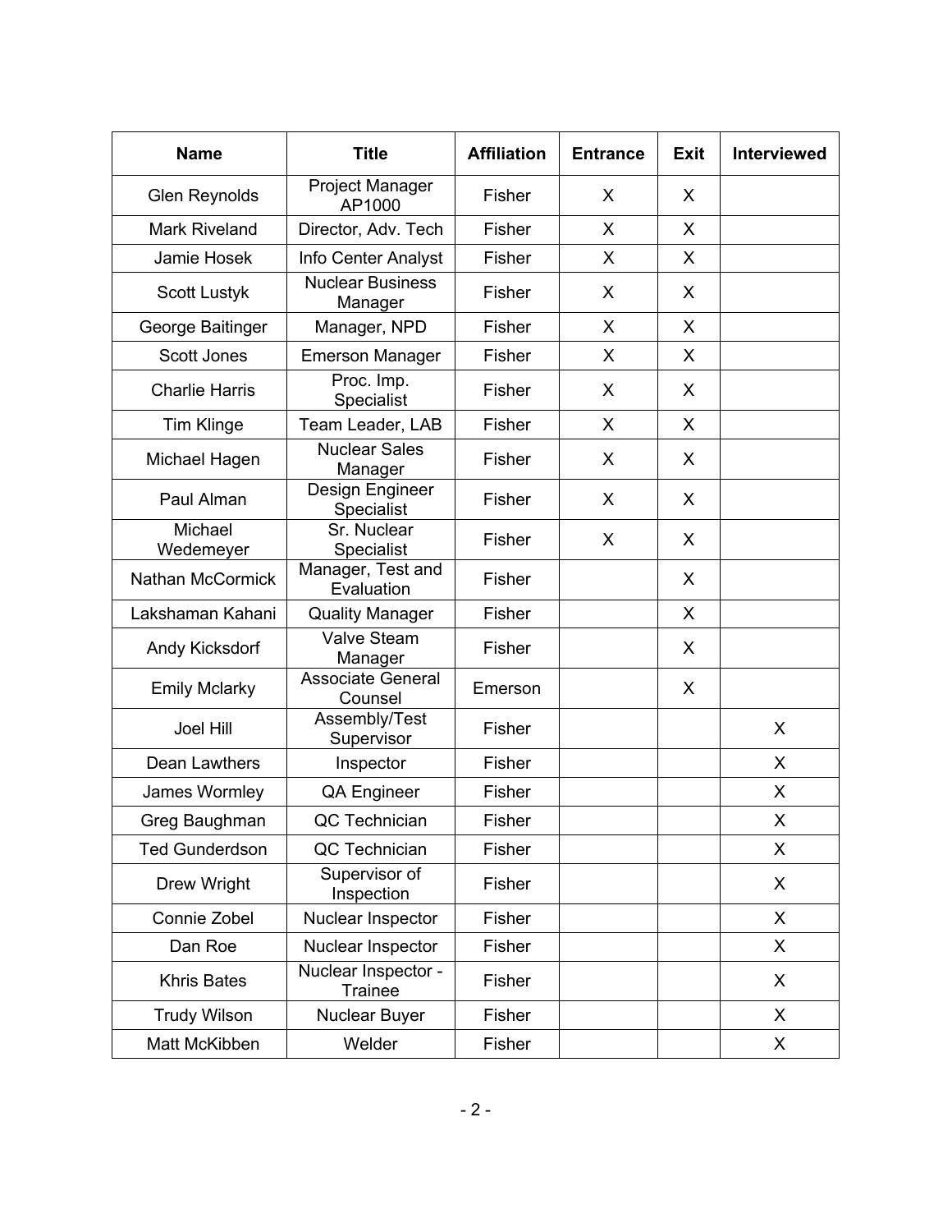| Name | Title | Affiliation | Entrance | Exit | Interviewed |
|---|---|---|---|---|---|
| Glen Reynolds | Project Manager AP1000 | Fisher | X | X | |
| Mark Riveland | Director, Adv. Tech | Fisher | X | X | |
| Jamie Hosek | Info Center Analyst | Fisher | X | X | |
| Scott Lustyk | Nuclear Business Manager | Fisher | X | X | |
| George Baitinger | Manager, NPD | Fisher | X | X | |
| Scott Jones | Emerson Manager | Fisher | X | X | |
| Charlie Harris | Proc. Imp. Specialist | Fisher | X | X | |
| Tim Klinge | Team Leader, LAB | Fisher | X | X | |
| Michael Hagen | Nuclear Sales Manager | Fisher | X | X | |
| Paul Alman | Design Engineer Specialist | Fisher | X | X | |
| Michael Wedemeyer | Sr. Nuclear Specialist | Fisher | X | X | |
| Nathan McCormick | Manager, Test and Evaluation | Fisher | | X | |
| Lakshaman Kahani | Quality Manager | Fisher | | X | |
| Andy Kicksdorf | Valve Steam Manager | Fisher | | X | |
| Emily Mclarky | Associate General Counsel | Emerson | | X | |
| Joel Hill | Assembly/Test Supervisor | Fisher | | | X |
| Dean Lawthers | Inspector | Fisher | | | X |
| James Wormley | QA Engineer | Fisher | | | X |
| Greg Baughman | QC Technician | Fisher | | | X |
| Ted Gunderdson | QC Technician | Fisher | | | X |
| Drew Wright | Supervisor of Inspection | Fisher | | | X |
| Connie Zobel | Nuclear Inspector | Fisher | | | X |
| Dan Roe | Nuclear Inspector | Fisher | | | X |
| Khris Bates | Nuclear Inspector - Trainee | Fisher | | | X |
| Trudy Wilson | Nuclear Buyer | Fisher | | | X |
| Matt McKibben | Welder | Fisher | | | X |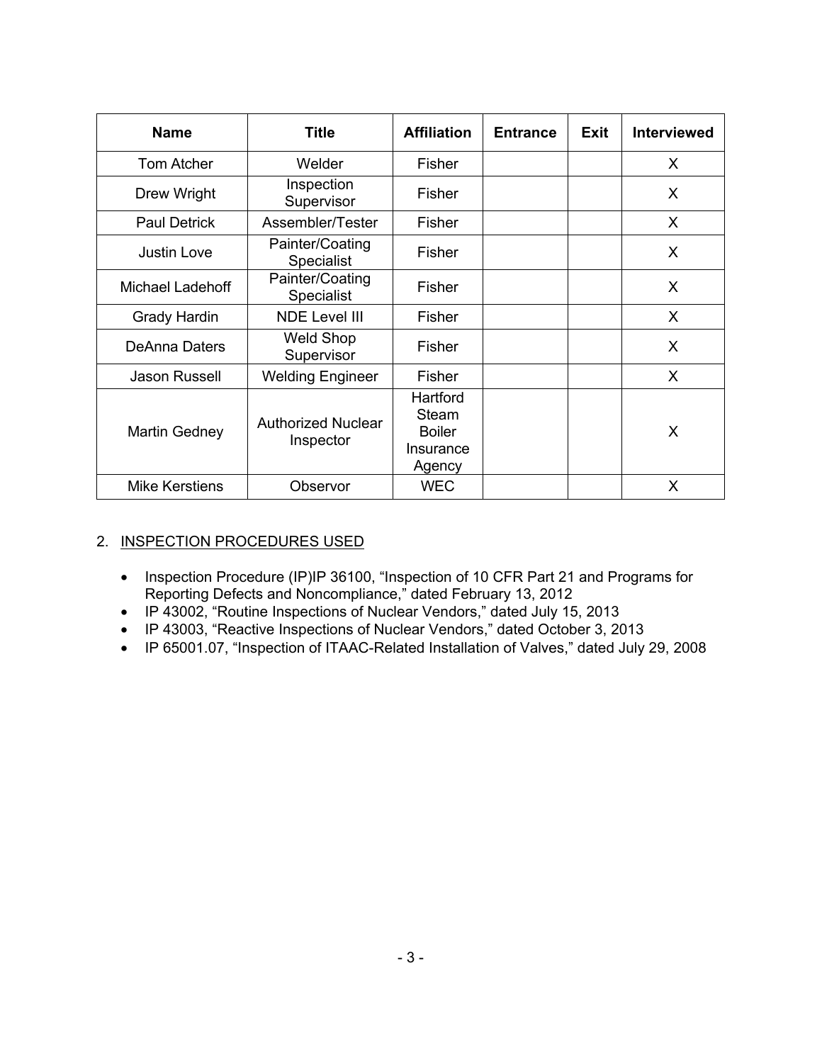| Name | Title | Affiliation | Entrance | Exit | Interviewed |
|---|---|---|---|---|---|
| Tom Atcher | Welder | Fisher | | | X |
| Drew Wright | Inspection Supervisor | Fisher | | | X |
| Paul Detrick | Assembler/Tester | Fisher | | | X |
| Justin Love | Painter/Coating Specialist | Fisher | | | X |
| Michael Ladehoff | Painter/Coating Specialist | Fisher | | | X |
| Grady Hardin | NDE Level III | Fisher | | | X |
| DeAnna Daters | Weld Shop Supervisor | Fisher | | | X |
| Jason Russell | Welding Engineer | Fisher | | | X |
| Martin Gedney | Authorized Nuclear Inspector | Hartford Steam Boiler Insurance Agency | | | X |
| Mike Kerstiens | Observor | WEC | | | X |

2. INSPECTION PROCEDURES USED

- Inspection Procedure (IP)IP 36100, "Inspection of 10 CFR Part 21 and Programs for Reporting Defects and Noncompliance," dated February 13, 2012
- IP 43002, "Routine Inspections of Nuclear Vendors," dated July 15, 2013
- IP 43003, "Reactive Inspections of Nuclear Vendors," dated October 3, 2013
- IP 65001.07, "Inspection of ITAAC-Related Installation of Valves," dated July 29, 2008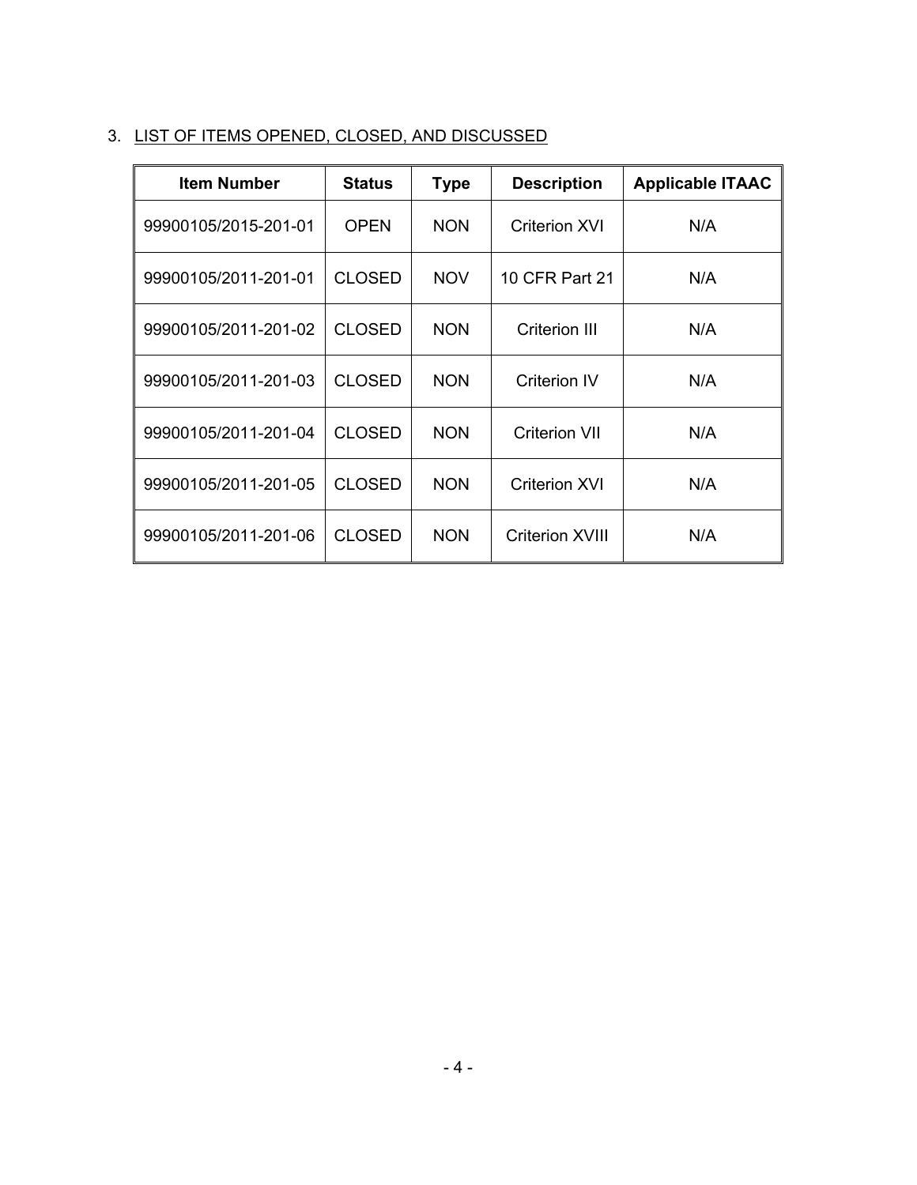3. LIST OF ITEMS OPENED, CLOSED, AND DISCUSSED

| Item Number | Status | Type | Description | Applicable ITAAC |
|---|---|---|---|---|
| 99900105/2015-201-01 | OPEN | NON | Criterion XVI | N/A |
| 99900105/2011-201-01 | CLOSED | NOV | 10 CFR Part 21 | N/A |
| 99900105/2011-201-02 | CLOSED | NON | Criterion III | N/A |
| 99900105/2011-201-03 | CLOSED | NON | Criterion IV | N/A |
| 99900105/2011-201-04 | CLOSED | NON | Criterion VII | N/A |
| 99900105/2011-201-05 | CLOSED | NON | Criterion XVI | N/A |
| 99900105/2011-201-06 | CLOSED | NON | Criterion XVIII | N/A |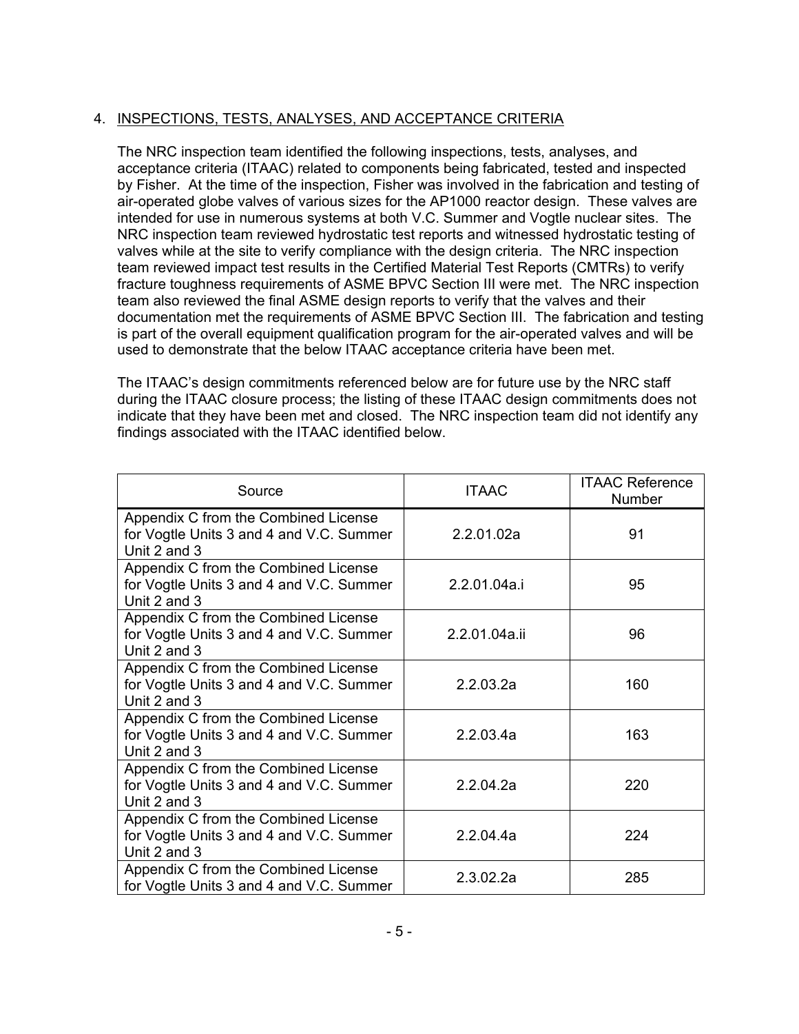## 4. INSPECTIONS, TESTS, ANALYSES, AND ACCEPTANCE CRITERIA

The NRC inspection team identified the following inspections, tests, analyses, and acceptance criteria (ITAAC) related to components being fabricated, tested and inspected by Fisher. At the time of the inspection, Fisher was involved in the fabrication and testing of air-operated globe valves of various sizes for the AP1000 reactor design. These valves are intended for use in numerous systems at both V.C. Summer and Vogtle nuclear sites. The NRC inspection team reviewed hydrostatic test reports and witnessed hydrostatic testing of valves while at the site to verify compliance with the design criteria. The NRC inspection team reviewed impact test results in the Certified Material Test Reports (CMTRs) to verify fracture toughness requirements of ASME BPVC Section III were met. The NRC inspection team also reviewed the final ASME design reports to verify that the valves and their documentation met the requirements of ASME BPVC Section III. The fabrication and testing is part of the overall equipment qualification program for the air-operated valves and will be used to demonstrate that the below ITAAC acceptance criteria have been met.

The ITAAC's design commitments referenced below are for future use by the NRC staff during the ITAAC closure process; the listing of these ITAAC design commitments does not indicate that they have been met and closed. The NRC inspection team did not identify any findings associated with the ITAAC identified below.

| Source | ITAAC | ITAAC Reference Number |
|---|---|---|
| Appendix C from the Combined License for Vogtle Units 3 and 4 and V.C. Summer Unit 2 and 3 | 2.2.01.02a | 91 |
| Appendix C from the Combined License for Vogtle Units 3 and 4 and V.C. Summer Unit 2 and 3 | 2.2.01.04a.i | 95 |
| Appendix C from the Combined License for Vogtle Units 3 and 4 and V.C. Summer Unit 2 and 3 | 2.2.01.04a.ii | 96 |
| Appendix C from the Combined License for Vogtle Units 3 and 4 and V.C. Summer Unit 2 and 3 | 2.2.03.2a | 160 |
| Appendix C from the Combined License for Vogtle Units 3 and 4 and V.C. Summer Unit 2 and 3 | 2.2.03.4a | 163 |
| Appendix C from the Combined License for Vogtle Units 3 and 4 and V.C. Summer Unit 2 and 3 | 2.2.04.2a | 220 |
| Appendix C from the Combined License for Vogtle Units 3 and 4 and V.C. Summer Unit 2 and 3 | 2.2.04.4a | 224 |
| Appendix C from the Combined License for Vogtle Units 3 and 4 and V.C. Summer | 2.3.02.2a | 285 |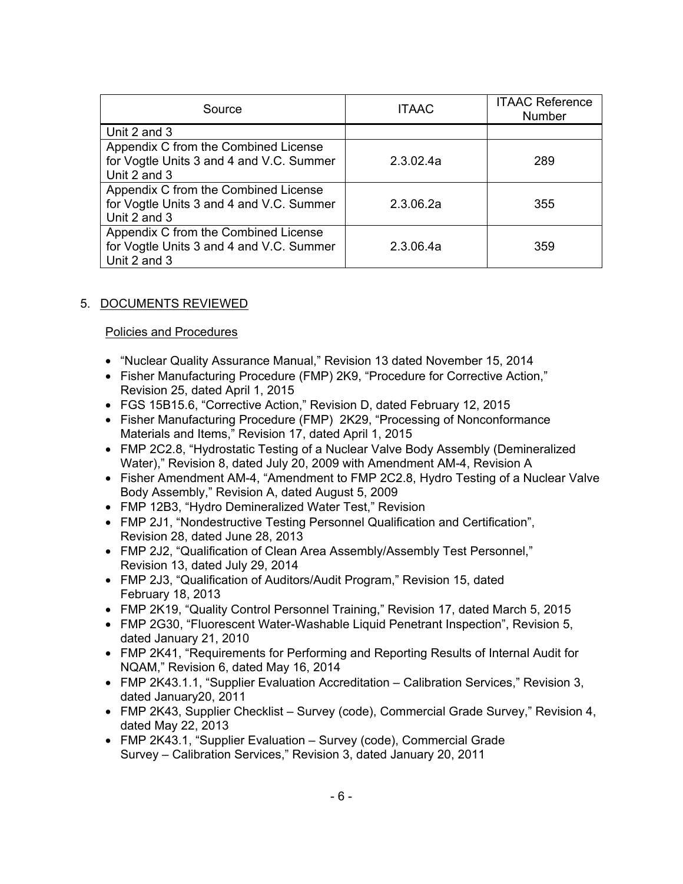| Source | ITAAC | ITAAC Reference Number |
|---|---|---|
| Unit 2 and 3 | | |
| Appendix C from the Combined License for Vogtle Units 3 and 4 and V.C. Summer Unit 2 and 3 | 2.3.02.4a | 289 |
| Appendix C from the Combined License for Vogtle Units 3 and 4 and V.C. Summer Unit 2 and 3 | 2.3.06.2a | 355 |
| Appendix C from the Combined License for Vogtle Units 3 and 4 and V.C. Summer Unit 2 and 3 | 2.3.06.4a | 359 |

## 5. DOCUMENTS REVIEWED

Policies and Procedures

- "Nuclear Quality Assurance Manual," Revision 13 dated November 15, 2014
- Fisher Manufacturing Procedure (FMP) 2K9, "Procedure for Corrective Action," Revision 25, dated April 1, 2015
- FGS 15B15.6, "Corrective Action," Revision D, dated February 12, 2015
- Fisher Manufacturing Procedure (FMP) 2K29, "Processing of Nonconformance Materials and Items," Revision 17, dated April 1, 2015
- FMP 2C2.8, "Hydrostatic Testing of a Nuclear Valve Body Assembly (Demineralized Water)," Revision 8, dated July 20, 2009 with Amendment AM-4, Revision A
- Fisher Amendment AM-4, "Amendment to FMP 2C2.8, Hydro Testing of a Nuclear Valve Body Assembly," Revision A, dated August 5, 2009
- FMP 12B3, "Hydro Demineralized Water Test," Revision
- FMP 2J1, "Nondestructive Testing Personnel Qualification and Certification", Revision 28, dated June 28, 2013
- FMP 2J2, "Qualification of Clean Area Assembly/Assembly Test Personnel," Revision 13, dated July 29, 2014
- FMP 2J3, "Qualification of Auditors/Audit Program," Revision 15, dated February 18, 2013
- FMP 2K19, "Quality Control Personnel Training," Revision 17, dated March 5, 2015
- FMP 2G30, "Fluorescent Water-Washable Liquid Penetrant Inspection", Revision 5, dated January 21, 2010
- FMP 2K41, "Requirements for Performing and Reporting Results of Internal Audit for NQAM," Revision 6, dated May 16, 2014
- FMP 2K43.1.1, "Supplier Evaluation Accreditation – Calibration Services," Revision 3, dated January20, 2011
- FMP 2K43, Supplier Checklist – Survey (code), Commercial Grade Survey," Revision 4, dated May 22, 2013
- FMP 2K43.1, "Supplier Evaluation – Survey (code), Commercial Grade Survey – Calibration Services," Revision 3, dated January 20, 2011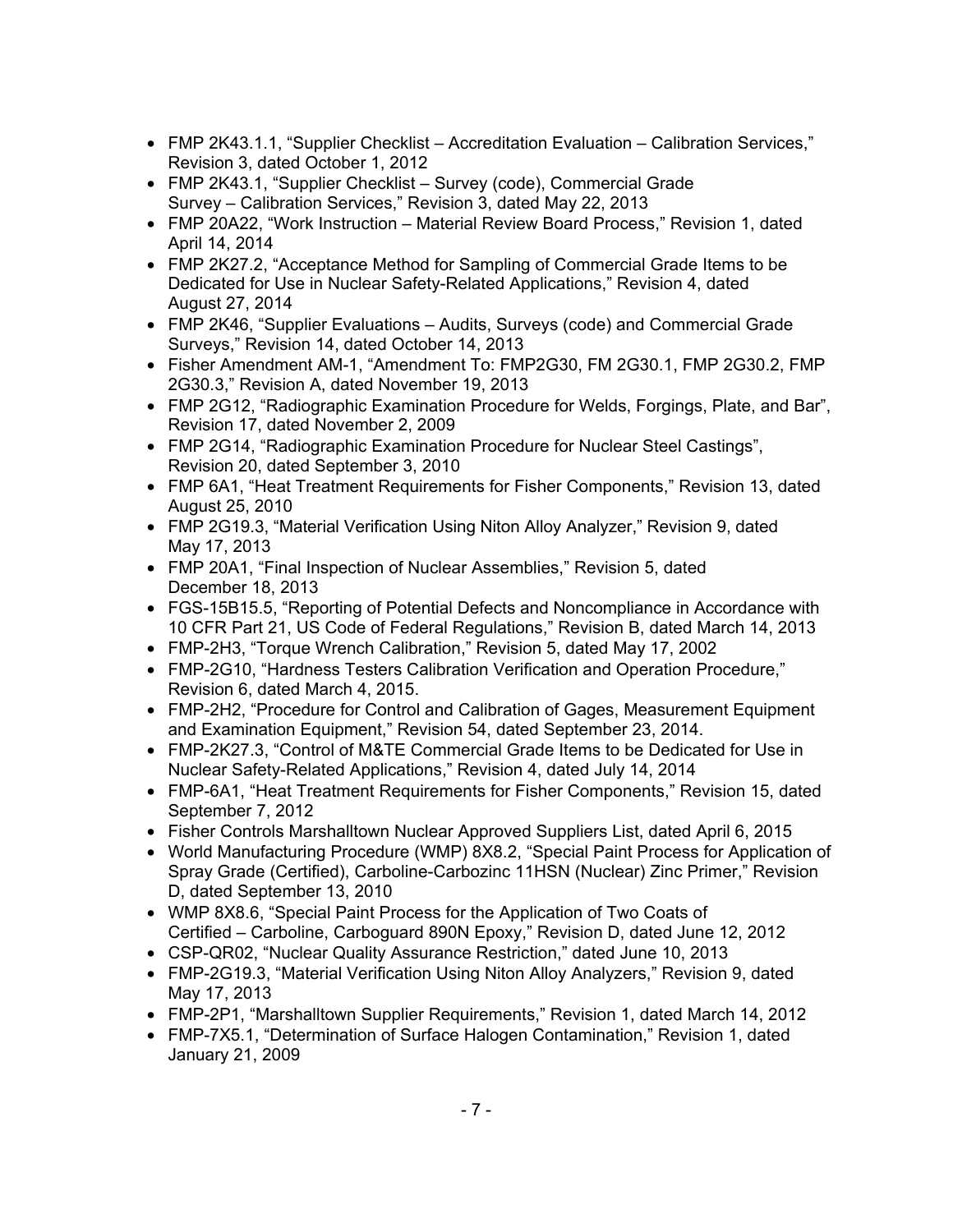- FMP 2K43.1.1, "Supplier Checklist – Accreditation Evaluation – Calibration Services," Revision 3, dated October 1, 2012
- FMP 2K43.1, "Supplier Checklist – Survey (code), Commercial Grade Survey – Calibration Services," Revision 3, dated May 22, 2013
- FMP 20A22, "Work Instruction – Material Review Board Process," Revision 1, dated April 14, 2014
- FMP 2K27.2, "Acceptance Method for Sampling of Commercial Grade Items to be Dedicated for Use in Nuclear Safety-Related Applications," Revision 4, dated August 27, 2014
- FMP 2K46, "Supplier Evaluations – Audits, Surveys (code) and Commercial Grade Surveys," Revision 14, dated October 14, 2013
- Fisher Amendment AM-1, "Amendment To: FMP2G30, FM 2G30.1, FMP 2G30.2, FMP 2G30.3," Revision A, dated November 19, 2013
- FMP 2G12, "Radiographic Examination Procedure for Welds, Forgings, Plate, and Bar", Revision 17, dated November 2, 2009
- FMP 2G14, "Radiographic Examination Procedure for Nuclear Steel Castings", Revision 20, dated September 3, 2010
- FMP 6A1, "Heat Treatment Requirements for Fisher Components," Revision 13, dated August 25, 2010
- FMP 2G19.3, "Material Verification Using Niton Alloy Analyzer," Revision 9, dated May 17, 2013
- FMP 20A1, "Final Inspection of Nuclear Assemblies," Revision 5, dated December 18, 2013
- FGS-15B15.5, "Reporting of Potential Defects and Noncompliance in Accordance with 10 CFR Part 21, US Code of Federal Regulations," Revision B, dated March 14, 2013
- FMP-2H3, "Torque Wrench Calibration," Revision 5, dated May 17, 2002
- FMP-2G10, "Hardness Testers Calibration Verification and Operation Procedure," Revision 6, dated March 4, 2015.
- FMP-2H2, "Procedure for Control and Calibration of Gages, Measurement Equipment and Examination Equipment," Revision 54, dated September 23, 2014.
- FMP-2K27.3, "Control of M&TE Commercial Grade Items to be Dedicated for Use in Nuclear Safety-Related Applications," Revision 4, dated July 14, 2014
- FMP-6A1, "Heat Treatment Requirements for Fisher Components," Revision 15, dated September 7, 2012
- Fisher Controls Marshalltown Nuclear Approved Suppliers List, dated April 6, 2015
- World Manufacturing Procedure (WMP) 8X8.2, "Special Paint Process for Application of Spray Grade (Certified), Carboline-Carbozinc 11HSN (Nuclear) Zinc Primer," Revision D, dated September 13, 2010
- WMP 8X8.6, "Special Paint Process for the Application of Two Coats of Certified – Carboline, Carboguard 890N Epoxy," Revision D, dated June 12, 2012
- CSP-QR02, "Nuclear Quality Assurance Restriction," dated June 10, 2013
- FMP-2G19.3, "Material Verification Using Niton Alloy Analyzers," Revision 9, dated May 17, 2013
- FMP-2P1, "Marshalltown Supplier Requirements," Revision 1, dated March 14, 2012
- FMP-7X5.1, "Determination of Surface Halogen Contamination," Revision 1, dated January 21, 2009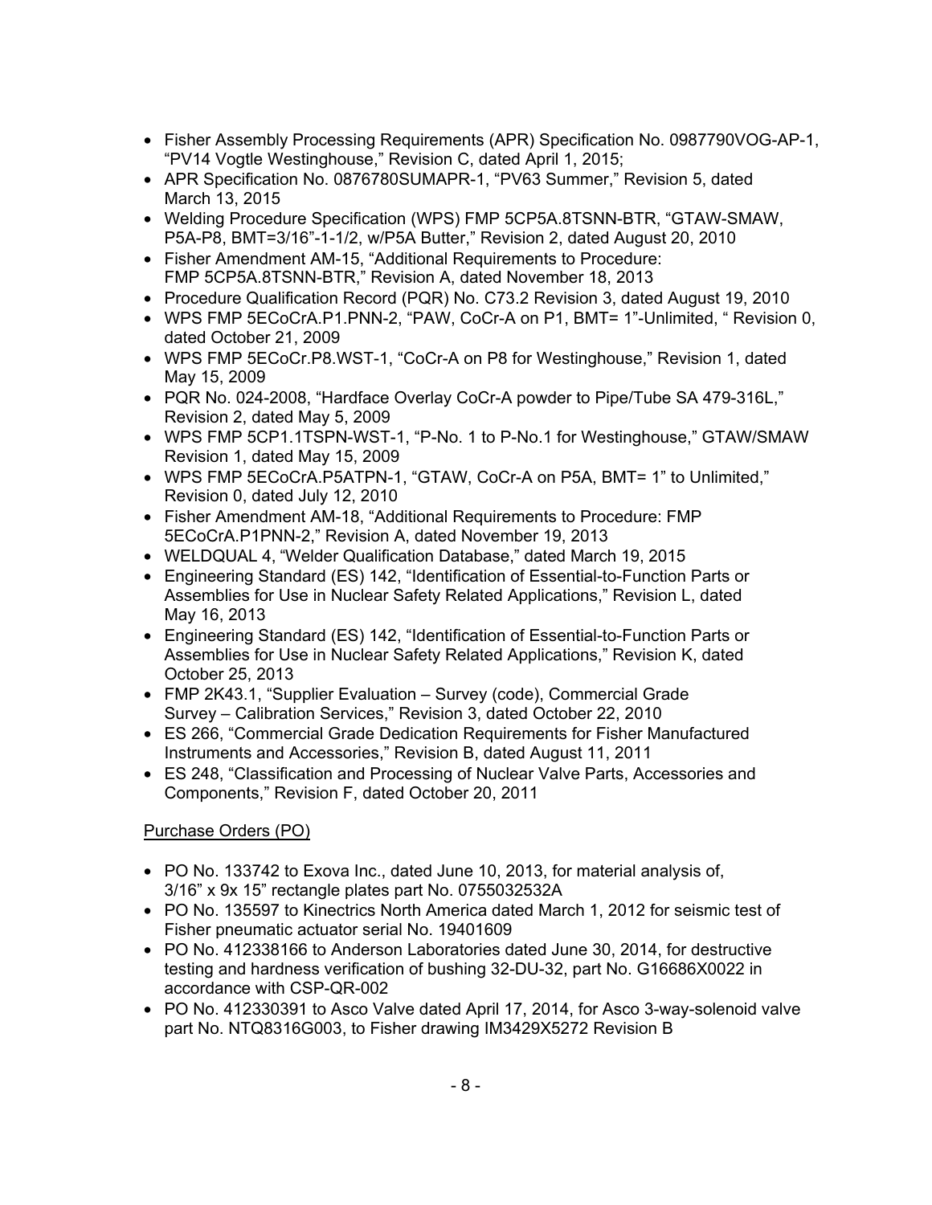- Fisher Assembly Processing Requirements (APR) Specification No. 0987790VOG-AP-1, "PV14 Vogtle Westinghouse," Revision C, dated April 1, 2015;
- APR Specification No. 0876780SUMAPR-1, "PV63 Summer," Revision 5, dated March 13, 2015
- Welding Procedure Specification (WPS) FMP 5CP5A.8TSNN-BTR, "GTAW-SMAW, P5A-P8, BMT=3/16"-1-1/2, w/P5A Butter," Revision 2, dated August 20, 2010
- Fisher Amendment AM-15, "Additional Requirements to Procedure: FMP 5CP5A.8TSNN-BTR," Revision A, dated November 18, 2013
- Procedure Qualification Record (PQR) No. C73.2 Revision 3, dated August 19, 2010
- WPS FMP 5ECoCrA.P1.PNN-2, "PAW, CoCr-A on P1, BMT= 1"-Unlimited, " Revision 0, dated October 21, 2009
- WPS FMP 5ECoCr.P8.WST-1, "CoCr-A on P8 for Westinghouse," Revision 1, dated May 15, 2009
- PQR No. 024-2008, "Hardface Overlay CoCr-A powder to Pipe/Tube SA 479-316L," Revision 2, dated May 5, 2009
- WPS FMP 5CP1.1TSPN-WST-1, "P-No. 1 to P-No.1 for Westinghouse," GTAW/SMAW Revision 1, dated May 15, 2009
- WPS FMP 5ECoCrA.P5ATPN-1, "GTAW, CoCr-A on P5A, BMT= 1" to Unlimited," Revision 0, dated July 12, 2010
- Fisher Amendment AM-18, "Additional Requirements to Procedure: FMP 5ECoCrA.P1PNN-2," Revision A, dated November 19, 2013
- WELDQUAL 4, "Welder Qualification Database," dated March 19, 2015
- Engineering Standard (ES) 142, "Identification of Essential-to-Function Parts or Assemblies for Use in Nuclear Safety Related Applications," Revision L, dated May 16, 2013
- Engineering Standard (ES) 142, "Identification of Essential-to-Function Parts or Assemblies for Use in Nuclear Safety Related Applications," Revision K, dated October 25, 2013
- FMP 2K43.1, "Supplier Evaluation – Survey (code), Commercial Grade Survey – Calibration Services," Revision 3, dated October 22, 2010
- ES 266, "Commercial Grade Dedication Requirements for Fisher Manufactured Instruments and Accessories," Revision B, dated August 11, 2011
- ES 248, "Classification and Processing of Nuclear Valve Parts, Accessories and Components," Revision F, dated October 20, 2011

Purchase Orders (PO)

- PO No. 133742 to Exova Inc., dated June 10, 2013, for material analysis of, 3/16" x 9x 15" rectangle plates part No. 0755032532A
- PO No. 135597 to Kinectrics North America dated March 1, 2012 for seismic test of Fisher pneumatic actuator serial No. 19401609
- PO No. 412338166 to Anderson Laboratories dated June 30, 2014, for destructive testing and hardness verification of bushing 32-DU-32, part No. G16686X0022 in accordance with CSP-QR-002
- PO No. 412330391 to Asco Valve dated April 17, 2014, for Asco 3-way-solenoid valve part No. NTQ8316G003, to Fisher drawing IM3429X5272 Revision B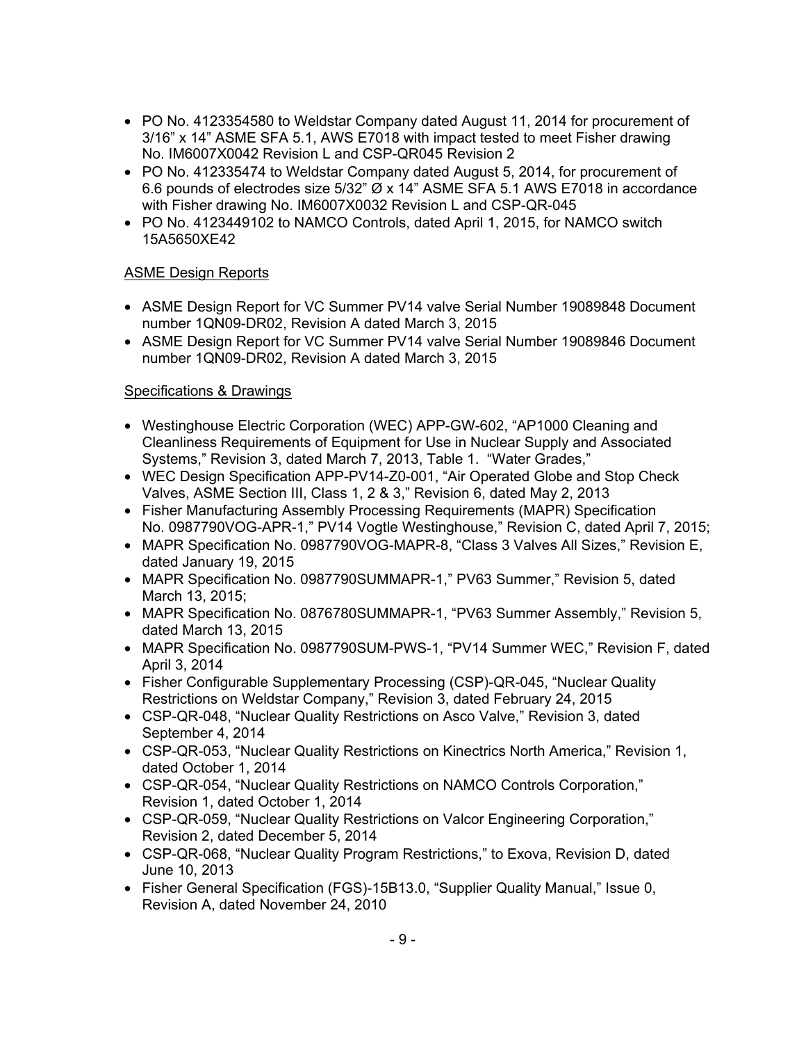- PO No. 4123354580 to Weldstar Company dated August 11, 2014 for procurement of 3/16” x 14” ASME SFA 5.1, AWS E7018 with impact tested to meet Fisher drawing No. IM6007X0042 Revision L and CSP-QR045 Revision 2
- PO No. 412335474 to Weldstar Company dated August 5, 2014, for procurement of 6.6 pounds of electrodes size 5/32” Ø x 14” ASME SFA 5.1 AWS E7018 in accordance with Fisher drawing No. IM6007X0032 Revision L and CSP-QR-045
- PO No. 4123449102 to NAMCO Controls, dated April 1, 2015, for NAMCO switch 15A5650XE42

ASME Design Reports

- ASME Design Report for VC Summer PV14 valve Serial Number 19089848 Document number 1QN09-DR02, Revision A dated March 3, 2015
- ASME Design Report for VC Summer PV14 valve Serial Number 19089846 Document number 1QN09-DR02, Revision A dated March 3, 2015

Specifications & Drawings

- Westinghouse Electric Corporation (WEC) APP-GW-602, “AP1000 Cleaning and Cleanliness Requirements of Equipment for Use in Nuclear Supply and Associated Systems,” Revision 3, dated March 7, 2013, Table 1. “Water Grades,”
- WEC Design Specification APP-PV14-Z0-001, “Air Operated Globe and Stop Check Valves, ASME Section III, Class 1, 2 & 3,” Revision 6, dated May 2, 2013
- Fisher Manufacturing Assembly Processing Requirements (MAPR) Specification No. 0987790VOG-APR-1,” PV14 Vogtle Westinghouse,” Revision C, dated April 7, 2015;
- MAPR Specification No. 0987790VOG-MAPR-8, “Class 3 Valves All Sizes,” Revision E, dated January 19, 2015
- MAPR Specification No. 0987790SUMMAPR-1,” PV63 Summer,” Revision 5, dated March 13, 2015;
- MAPR Specification No. 0876780SUMMAPR-1, “PV63 Summer Assembly,” Revision 5, dated March 13, 2015
- MAPR Specification No. 0987790SUM-PWS-1, “PV14 Summer WEC,” Revision F, dated April 3, 2014
- Fisher Configurable Supplementary Processing (CSP)-QR-045, “Nuclear Quality Restrictions on Weldstar Company,” Revision 3, dated February 24, 2015
- CSP-QR-048, “Nuclear Quality Restrictions on Asco Valve,” Revision 3, dated September 4, 2014
- CSP-QR-053, “Nuclear Quality Restrictions on Kinectrics North America,” Revision 1, dated October 1, 2014
- CSP-QR-054, “Nuclear Quality Restrictions on NAMCO Controls Corporation,” Revision 1, dated October 1, 2014
- CSP-QR-059, “Nuclear Quality Restrictions on Valcor Engineering Corporation,” Revision 2, dated December 5, 2014
- CSP-QR-068, “Nuclear Quality Program Restrictions,” to Exova, Revision D, dated June 10, 2013
- Fisher General Specification (FGS)-15B13.0, “Supplier Quality Manual,” Issue 0, Revision A, dated November 24, 2010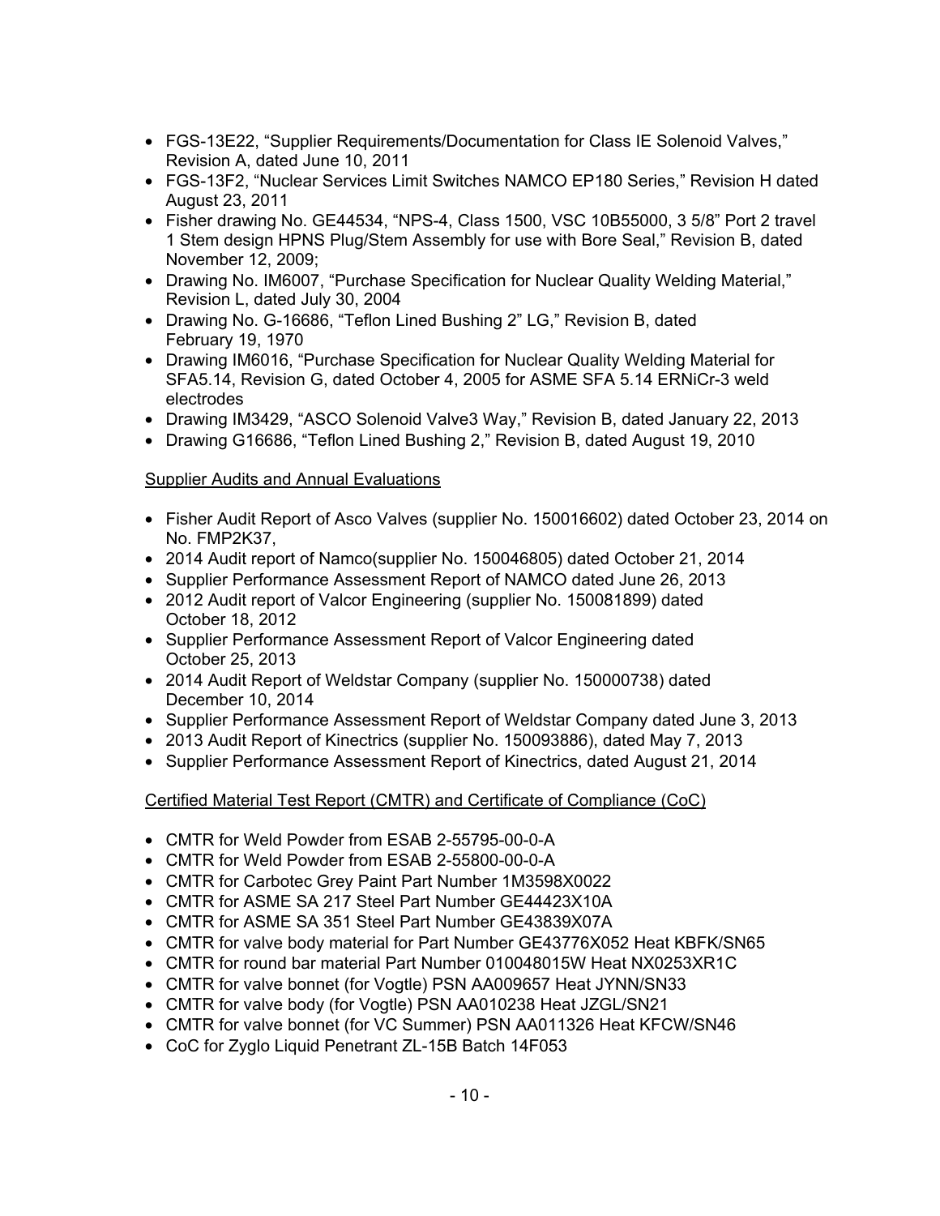- FGS-13E22, "Supplier Requirements/Documentation for Class IE Solenoid Valves," Revision A, dated June 10, 2011
- FGS-13F2, "Nuclear Services Limit Switches NAMCO EP180 Series," Revision H dated August 23, 2011
- Fisher drawing No. GE44534, "NPS-4, Class 1500, VSC 10B55000, 3 5/8" Port 2 travel 1 Stem design HPNS Plug/Stem Assembly for use with Bore Seal," Revision B, dated November 12, 2009;
- Drawing No. IM6007, "Purchase Specification for Nuclear Quality Welding Material," Revision L, dated July 30, 2004
- Drawing No. G-16686, "Teflon Lined Bushing 2" LG," Revision B, dated February 19, 1970
- Drawing IM6016, "Purchase Specification for Nuclear Quality Welding Material for SFA5.14, Revision G, dated October 4, 2005 for ASME SFA 5.14 ERNiCr-3 weld electrodes
- Drawing IM3429, "ASCO Solenoid Valve3 Way," Revision B, dated January 22, 2013
- Drawing G16686, "Teflon Lined Bushing 2," Revision B, dated August 19, 2010

Supplier Audits and Annual Evaluations

- Fisher Audit Report of Asco Valves (supplier No. 150016602) dated October 23, 2014 on No. FMP2K37,
- 2014 Audit report of Namco(supplier No. 150046805) dated October 21, 2014
- Supplier Performance Assessment Report of NAMCO dated June 26, 2013
- 2012 Audit report of Valcor Engineering (supplier No. 150081899) dated October 18, 2012
- Supplier Performance Assessment Report of Valcor Engineering dated October 25, 2013
- 2014 Audit Report of Weldstar Company (supplier No. 150000738) dated December 10, 2014
- Supplier Performance Assessment Report of Weldstar Company dated June 3, 2013
- 2013 Audit Report of Kinectrics (supplier No. 150093886), dated May 7, 2013
- Supplier Performance Assessment Report of Kinectrics, dated August 21, 2014

Certified Material Test Report (CMTR) and Certificate of Compliance (CoC)

- CMTR for Weld Powder from ESAB 2-55795-00-0-A
- CMTR for Weld Powder from ESAB 2-55800-00-0-A
- CMTR for Carbotec Grey Paint Part Number 1M3598X0022
- CMTR for ASME SA 217 Steel Part Number GE44423X10A
- CMTR for ASME SA 351 Steel Part Number GE43839X07A
- CMTR for valve body material for Part Number GE43776X052 Heat KBFK/SN65
- CMTR for round bar material Part Number 010048015W Heat NX0253XR1C
- CMTR for valve bonnet (for Vogtle) PSN AA009657 Heat JYNN/SN33
- CMTR for valve body (for Vogtle) PSN AA010238 Heat JZGL/SN21
- CMTR for valve bonnet (for VC Summer) PSN AA011326 Heat KFCW/SN46
- CoC for Zyglo Liquid Penetrant ZL-15B Batch 14F053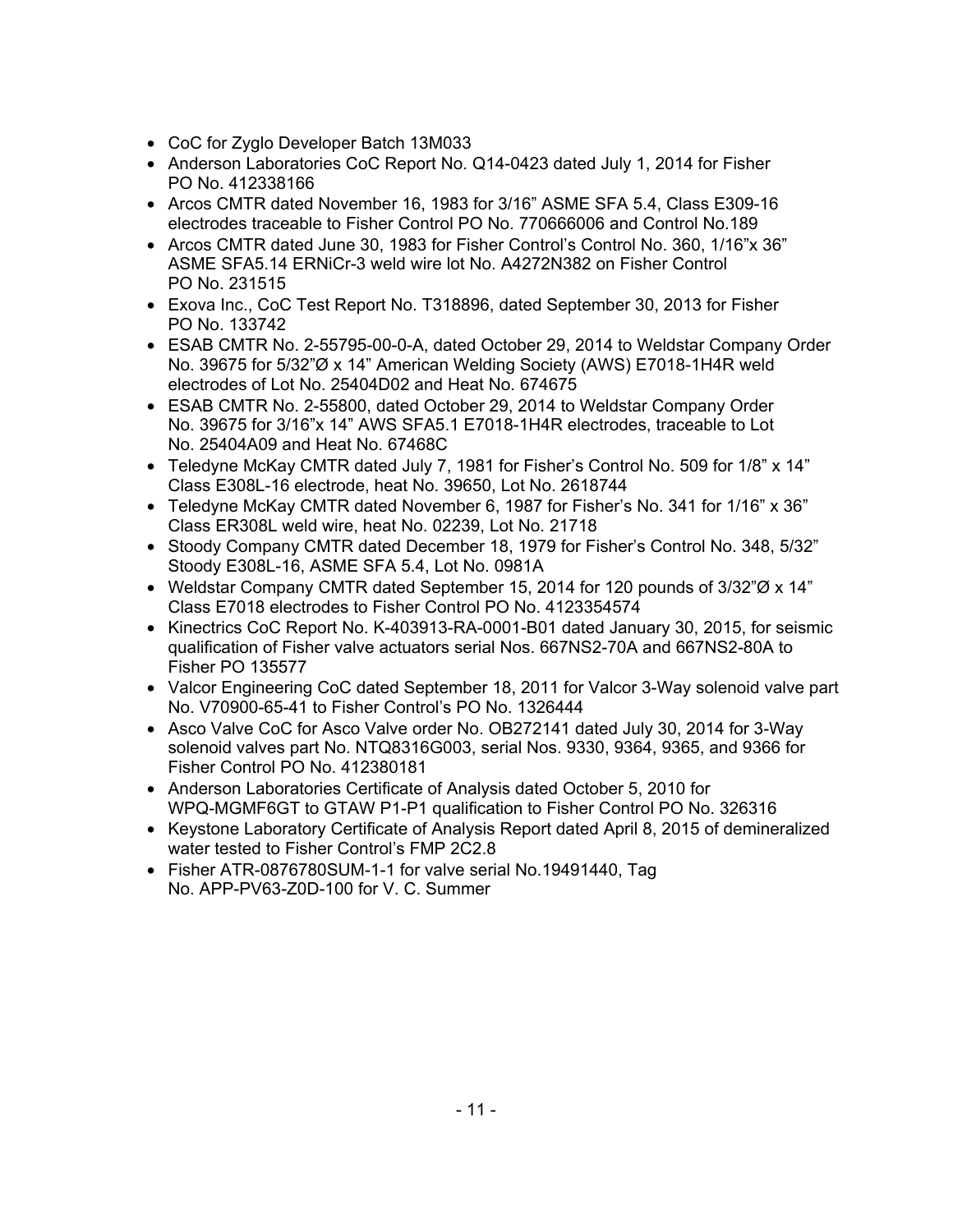- CoC for Zyglo Developer Batch 13M033
- Anderson Laboratories CoC Report No. Q14-0423 dated July 1, 2014 for Fisher PO No. 412338166
- Arcos CMTR dated November 16, 1983 for 3/16" ASME SFA 5.4, Class E309-16 electrodes traceable to Fisher Control PO No. 770666006 and Control No.189
- Arcos CMTR dated June 30, 1983 for Fisher Control's Control No. 360, 1/16"x 36" ASME SFA5.14 ERNiCr-3 weld wire lot No. A4272N382 on Fisher Control PO No. 231515
- Exova Inc., CoC Test Report No. T318896, dated September 30, 2013 for Fisher PO No. 133742
- ESAB CMTR No. 2-55795-00-0-A, dated October 29, 2014 to Weldstar Company Order No. 39675 for 5/32"Ø x 14" American Welding Society (AWS) E7018-1H4R weld electrodes of Lot No. 25404D02 and Heat No. 674675
- ESAB CMTR No. 2-55800, dated October 29, 2014 to Weldstar Company Order No. 39675 for 3/16"x 14" AWS SFA5.1 E7018-1H4R electrodes, traceable to Lot No. 25404A09 and Heat No. 67468C
- Teledyne McKay CMTR dated July 7, 1981 for Fisher's Control No. 509 for 1/8" x 14" Class E308L-16 electrode, heat No. 39650, Lot No. 2618744
- Teledyne McKay CMTR dated November 6, 1987 for Fisher's No. 341 for 1/16" x 36" Class ER308L weld wire, heat No. 02239, Lot No. 21718
- Stoody Company CMTR dated December 18, 1979 for Fisher's Control No. 348, 5/32" Stoody E308L-16, ASME SFA 5.4, Lot No. 0981A
- Weldstar Company CMTR dated September 15, 2014 for 120 pounds of 3/32"Ø x 14" Class E7018 electrodes to Fisher Control PO No. 4123354574
- Kinectrics CoC Report No. K-403913-RA-0001-B01 dated January 30, 2015, for seismic qualification of Fisher valve actuators serial Nos. 667NS2-70A and 667NS2-80A to Fisher PO 135577
- Valcor Engineering CoC dated September 18, 2011 for Valcor 3-Way solenoid valve part No. V70900-65-41 to Fisher Control's PO No. 1326444
- Asco Valve CoC for Asco Valve order No. OB272141 dated July 30, 2014 for 3-Way solenoid valves part No. NTQ8316G003, serial Nos. 9330, 9364, 9365, and 9366 for Fisher Control PO No. 412380181
- Anderson Laboratories Certificate of Analysis dated October 5, 2010 for WPQ-MGMF6GT to GTAW P1-P1 qualification to Fisher Control PO No. 326316
- Keystone Laboratory Certificate of Analysis Report dated April 8, 2015 of demineralized water tested to Fisher Control's FMP 2C2.8
- Fisher ATR-0876780SUM-1-1 for valve serial No.19491440, Tag No. APP-PV63-Z0D-100 for V. C. Summer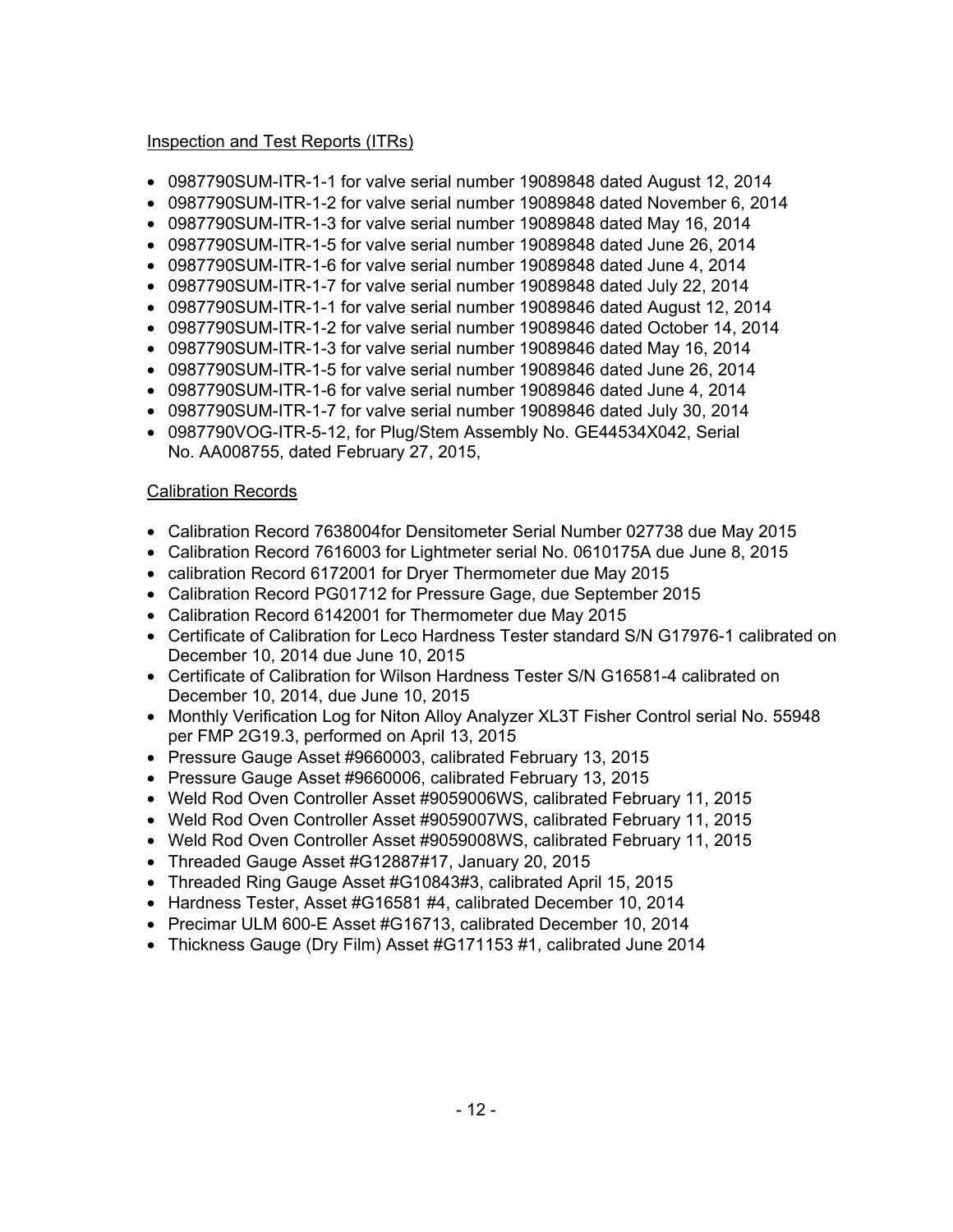Inspection and Test Reports (ITRs)

- 0987790SUM-ITR-1-1 for valve serial number 19089848 dated August 12, 2014
- 0987790SUM-ITR-1-2 for valve serial number 19089848 dated November 6, 2014
- 0987790SUM-ITR-1-3 for valve serial number 19089848 dated May 16, 2014
- 0987790SUM-ITR-1-5 for valve serial number 19089848 dated June 26, 2014
- 0987790SUM-ITR-1-6 for valve serial number 19089848 dated June 4, 2014
- 0987790SUM-ITR-1-7 for valve serial number 19089848 dated July 22, 2014
- 0987790SUM-ITR-1-1 for valve serial number 19089846 dated August 12, 2014
- 0987790SUM-ITR-1-2 for valve serial number 19089846 dated October 14, 2014
- 0987790SUM-ITR-1-3 for valve serial number 19089846 dated May 16, 2014
- 0987790SUM-ITR-1-5 for valve serial number 19089846 dated June 26, 2014
- 0987790SUM-ITR-1-6 for valve serial number 19089846 dated June 4, 2014
- 0987790SUM-ITR-1-7 for valve serial number 19089846 dated July 30, 2014
- 0987790VOG-ITR-5-12, for Plug/Stem Assembly No. GE44534X042, Serial No. AA008755, dated February 27, 2015,

Calibration Records

- Calibration Record 7638004for Densitometer Serial Number 027738 due May 2015
- Calibration Record 7616003 for Lightmeter serial No. 0610175A due June 8, 2015
- calibration Record 6172001 for Dryer Thermometer due May 2015
- Calibration Record PG01712 for Pressure Gage, due September 2015
- Calibration Record 6142001 for Thermometer due May 2015
- Certificate of Calibration for Leco Hardness Tester standard S/N G17976-1 calibrated on December 10, 2014 due June 10, 2015
- Certificate of Calibration for Wilson Hardness Tester S/N G16581-4 calibrated on December 10, 2014, due June 10, 2015
- Monthly Verification Log for Niton Alloy Analyzer XL3T Fisher Control serial No. 55948 per FMP 2G19.3, performed on April 13, 2015
- Pressure Gauge Asset #9660003, calibrated February 13, 2015
- Pressure Gauge Asset #9660006, calibrated February 13, 2015
- Weld Rod Oven Controller Asset #9059006WS, calibrated February 11, 2015
- Weld Rod Oven Controller Asset #9059007WS, calibrated February 11, 2015
- Weld Rod Oven Controller Asset #9059008WS, calibrated February 11, 2015
- Threaded Gauge Asset #G12887#17, January 20, 2015
- Threaded Ring Gauge Asset #G10843#3, calibrated April 15, 2015
- Hardness Tester, Asset #G16581 #4, calibrated December 10, 2014
- Precimar ULM 600-E Asset #G16713, calibrated December 10, 2014
- Thickness Gauge (Dry Film) Asset #G171153 #1, calibrated June 2014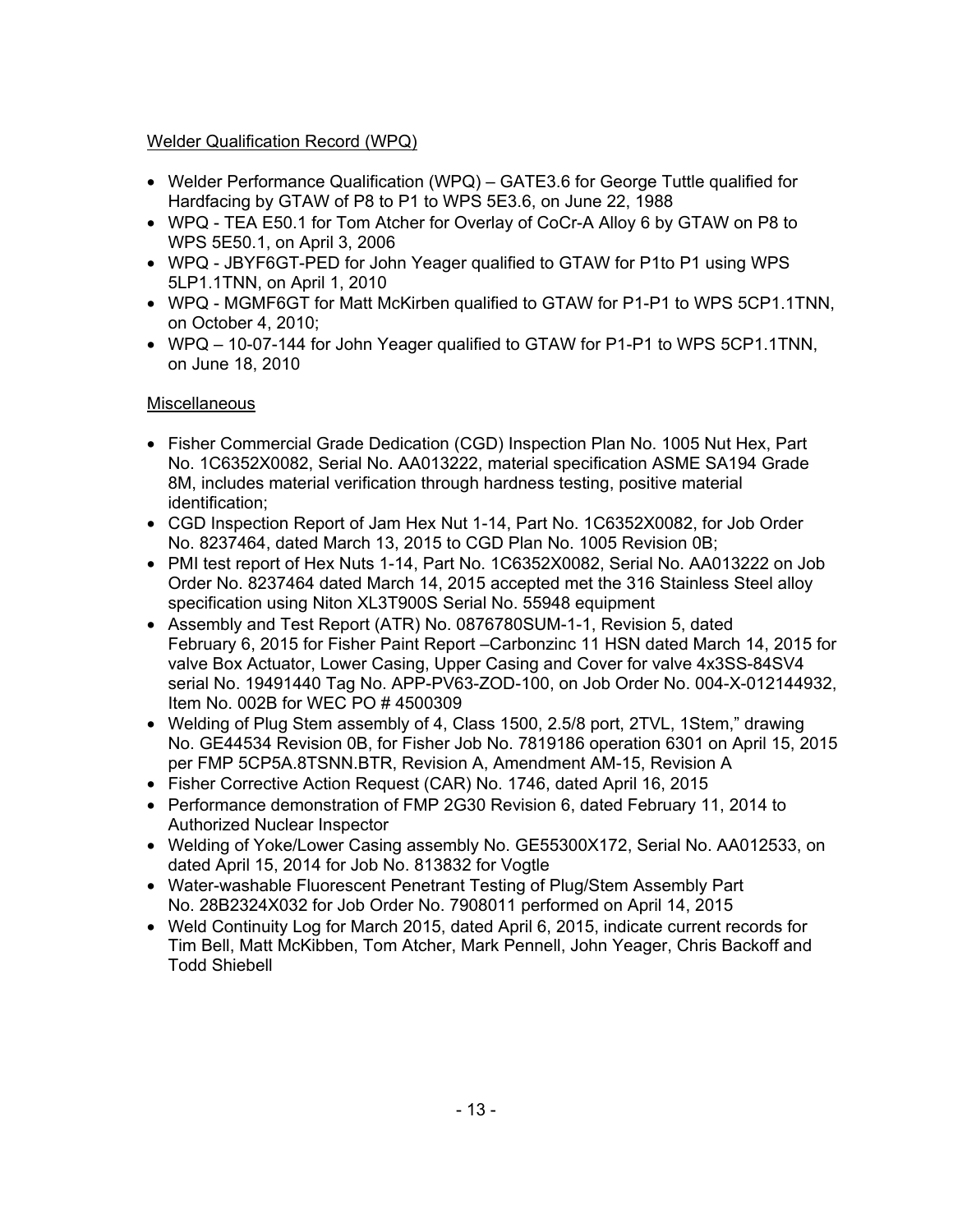Welder Qualification Record (WPQ)

- Welder Performance Qualification (WPQ) – GATE3.6 for George Tuttle qualified for Hardfacing by GTAW of P8 to P1 to WPS 5E3.6, on June 22, 1988
- WPQ - TEA E50.1 for Tom Atcher for Overlay of CoCr-A Alloy 6 by GTAW on P8 to WPS 5E50.1, on April 3, 2006
- WPQ - JBYF6GT-PED for John Yeager qualified to GTAW for P1to P1 using WPS 5LP1.1TNN, on April 1, 2010
- WPQ - MGMF6GT for Matt McKirben qualified to GTAW for P1-P1 to WPS 5CP1.1TNN, on October 4, 2010;
- WPQ – 10-07-144 for John Yeager qualified to GTAW for P1-P1 to WPS 5CP1.1TNN, on June 18, 2010

Miscellaneous

- Fisher Commercial Grade Dedication (CGD) Inspection Plan No. 1005 Nut Hex, Part No. 1C6352X0082, Serial No. AA013222, material specification ASME SA194 Grade 8M, includes material verification through hardness testing, positive material identification;
- CGD Inspection Report of Jam Hex Nut 1-14, Part No. 1C6352X0082, for Job Order No. 8237464, dated March 13, 2015 to CGD Plan No. 1005 Revision 0B;
- PMI test report of Hex Nuts 1-14, Part No. 1C6352X0082, Serial No. AA013222 on Job Order No. 8237464 dated March 14, 2015 accepted met the 316 Stainless Steel alloy specification using Niton XL3T900S Serial No. 55948 equipment
- Assembly and Test Report (ATR) No. 0876780SUM-1-1, Revision 5, dated February 6, 2015 for Fisher Paint Report –Carbonzinc 11 HSN dated March 14, 2015 for valve Box Actuator, Lower Casing, Upper Casing and Cover for valve 4x3SS-84SV4 serial No. 19491440 Tag No. APP-PV63-ZOD-100, on Job Order No. 004-X-012144932, Item No. 002B for WEC PO # 4500309
- Welding of Plug Stem assembly of 4, Class 1500, 2.5/8 port, 2TVL, 1Stem," drawing No. GE44534 Revision 0B, for Fisher Job No. 7819186 operation 6301 on April 15, 2015 per FMP 5CP5A.8TSNN.BTR, Revision A, Amendment AM-15, Revision A
- Fisher Corrective Action Request (CAR) No. 1746, dated April 16, 2015
- Performance demonstration of FMP 2G30 Revision 6, dated February 11, 2014 to Authorized Nuclear Inspector
- Welding of Yoke/Lower Casing assembly No. GE55300X172, Serial No. AA012533, on dated April 15, 2014 for Job No. 813832 for Vogtle
- Water-washable Fluorescent Penetrant Testing of Plug/Stem Assembly Part No. 28B2324X032 for Job Order No. 7908011 performed on April 14, 2015
- Weld Continuity Log for March 2015, dated April 6, 2015, indicate current records for Tim Bell, Matt McKibben, Tom Atcher, Mark Pennell, John Yeager, Chris Backoff and Todd Shiebell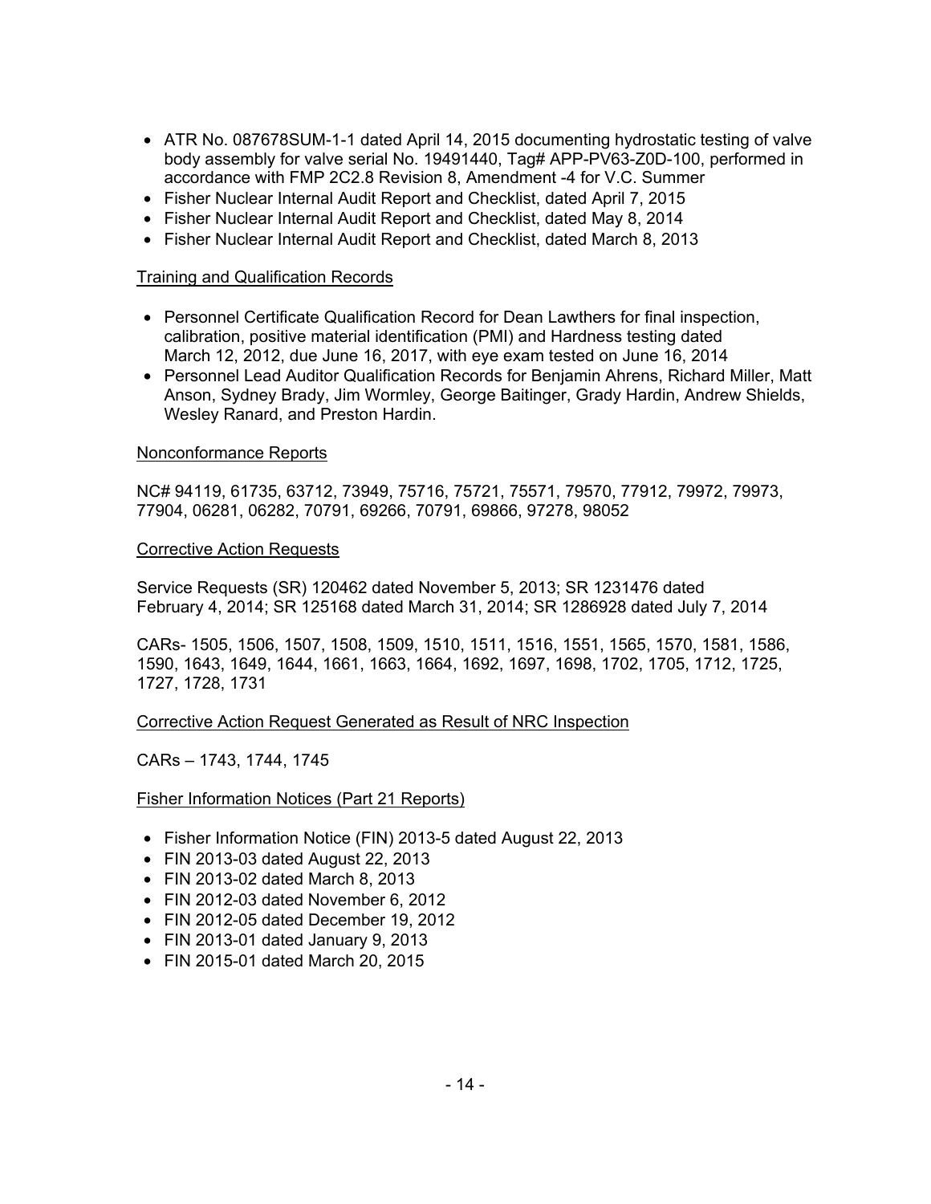- ATR No. 087678SUM-1-1 dated April 14, 2015 documenting hydrostatic testing of valve body assembly for valve serial No. 19491440, Tag# APP-PV63-Z0D-100, performed in accordance with FMP 2C2.8 Revision 8, Amendment -4 for V.C. Summer
- Fisher Nuclear Internal Audit Report and Checklist, dated April 7, 2015
- Fisher Nuclear Internal Audit Report and Checklist, dated May 8, 2014
- Fisher Nuclear Internal Audit Report and Checklist, dated March 8, 2013

Training and Qualification Records

- Personnel Certificate Qualification Record for Dean Lawthers for final inspection, calibration, positive material identification (PMI) and Hardness testing dated March 12, 2012, due June 16, 2017, with eye exam tested on June 16, 2014
- Personnel Lead Auditor Qualification Records for Benjamin Ahrens, Richard Miller, Matt Anson, Sydney Brady, Jim Wormley, George Baitinger, Grady Hardin, Andrew Shields, Wesley Ranard, and Preston Hardin.

Nonconformance Reports

NC# 94119, 61735, 63712, 73949, 75716, 75721, 75571, 79570, 77912, 79972, 79973, 77904, 06281, 06282, 70791, 69266, 70791, 69866, 97278, 98052

Corrective Action Requests

Service Requests (SR) 120462 dated November 5, 2013; SR 1231476 dated February 4, 2014; SR 125168 dated March 31, 2014; SR 1286928 dated July 7, 2014

CARs- 1505, 1506, 1507, 1508, 1509, 1510, 1511, 1516, 1551, 1565, 1570, 1581, 1586, 1590, 1643, 1649, 1644, 1661, 1663, 1664, 1692, 1697, 1698, 1702, 1705, 1712, 1725, 1727, 1728, 1731

Corrective Action Request Generated as Result of NRC Inspection

CARs – 1743, 1744, 1745

Fisher Information Notices (Part 21 Reports)

- Fisher Information Notice (FIN) 2013-5 dated August 22, 2013
- FIN 2013-03 dated August 22, 2013
- FIN 2013-02 dated March 8, 2013
- FIN 2012-03 dated November 6, 2012
- FIN 2012-05 dated December 19, 2012
- FIN 2013-01 dated January 9, 2013
- FIN 2015-01 dated March 20, 2015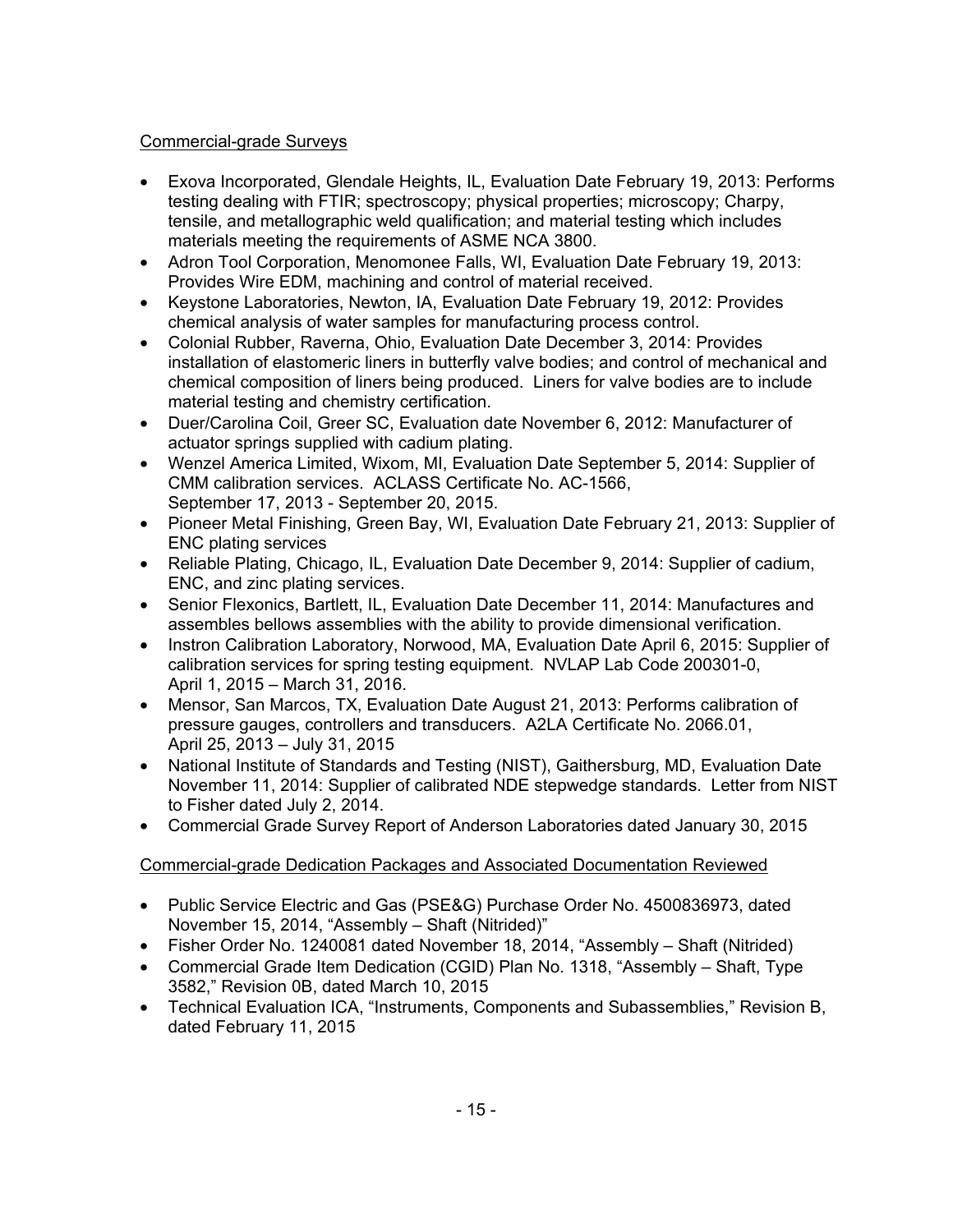Commercial-grade Surveys

- Exova Incorporated, Glendale Heights, IL, Evaluation Date February 19, 2013: Performs testing dealing with FTIR; spectroscopy; physical properties; microscopy; Charpy, tensile, and metallographic weld qualification; and material testing which includes materials meeting the requirements of ASME NCA 3800.
- Adron Tool Corporation, Menomonee Falls, WI, Evaluation Date February 19, 2013: Provides Wire EDM, machining and control of material received.
- Keystone Laboratories, Newton, IA, Evaluation Date February 19, 2012: Provides chemical analysis of water samples for manufacturing process control.
- Colonial Rubber, Raverna, Ohio, Evaluation Date December 3, 2014: Provides installation of elastomeric liners in butterfly valve bodies; and control of mechanical and chemical composition of liners being produced. Liners for valve bodies are to include material testing and chemistry certification.
- Duer/Carolina Coil, Greer SC, Evaluation date November 6, 2012: Manufacturer of actuator springs supplied with cadium plating.
- Wenzel America Limited, Wixom, MI, Evaluation Date September 5, 2014: Supplier of CMM calibration services. ACLASS Certificate No. AC-1566, September 17, 2013 - September 20, 2015.
- Pioneer Metal Finishing, Green Bay, WI, Evaluation Date February 21, 2013: Supplier of ENC plating services
- Reliable Plating, Chicago, IL, Evaluation Date December 9, 2014: Supplier of cadium, ENC, and zinc plating services.
- Senior Flexonics, Bartlett, IL, Evaluation Date December 11, 2014: Manufactures and assembles bellows assemblies with the ability to provide dimensional verification.
- Instron Calibration Laboratory, Norwood, MA, Evaluation Date April 6, 2015: Supplier of calibration services for spring testing equipment. NVLAP Lab Code 200301-0, April 1, 2015 – March 31, 2016.
- Mensor, San Marcos, TX, Evaluation Date August 21, 2013: Performs calibration of pressure gauges, controllers and transducers. A2LA Certificate No. 2066.01, April 25, 2013 – July 31, 2015
- National Institute of Standards and Testing (NIST), Gaithersburg, MD, Evaluation Date November 11, 2014: Supplier of calibrated NDE stepwedge standards. Letter from NIST to Fisher dated July 2, 2014.
- Commercial Grade Survey Report of Anderson Laboratories dated January 30, 2015

Commercial-grade Dedication Packages and Associated Documentation Reviewed

- Public Service Electric and Gas (PSE&G) Purchase Order No. 4500836973, dated November 15, 2014, "Assembly – Shaft (Nitrided)"
- Fisher Order No. 1240081 dated November 18, 2014, "Assembly – Shaft (Nitrided)
- Commercial Grade Item Dedication (CGID) Plan No. 1318, "Assembly – Shaft, Type 3582," Revision 0B, dated March 10, 2015
- Technical Evaluation ICA, "Instruments, Components and Subassemblies," Revision B, dated February 11, 2015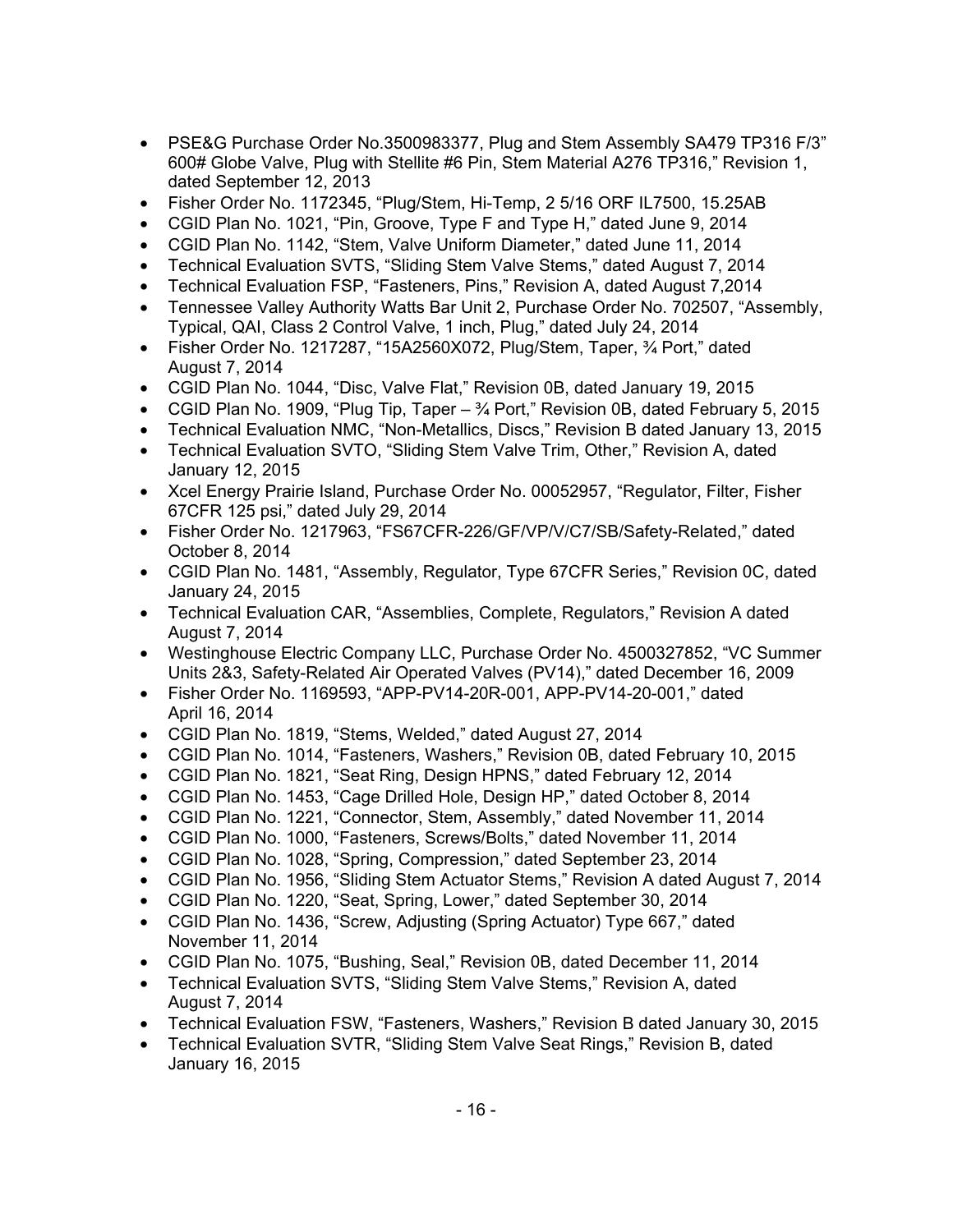- PSE&G Purchase Order No.3500983377, Plug and Stem Assembly SA479 TP316 F/3" 600# Globe Valve, Plug with Stellite #6 Pin, Stem Material A276 TP316," Revision 1, dated September 12, 2013
- Fisher Order No. 1172345, "Plug/Stem, Hi-Temp, 2 5/16 ORF IL7500, 15.25AB
- CGID Plan No. 1021, "Pin, Groove, Type F and Type H," dated June 9, 2014
- CGID Plan No. 1142, "Stem, Valve Uniform Diameter," dated June 11, 2014
- Technical Evaluation SVTS, "Sliding Stem Valve Stems," dated August 7, 2014
- Technical Evaluation FSP, "Fasteners, Pins," Revision A, dated August 7,2014
- Tennessee Valley Authority Watts Bar Unit 2, Purchase Order No. 702507, "Assembly, Typical, QAI, Class 2 Control Valve, 1 inch, Plug," dated July 24, 2014
- Fisher Order No. 1217287, "15A2560X072, Plug/Stem, Taper, ¾ Port," dated August 7, 2014
- CGID Plan No. 1044, "Disc, Valve Flat," Revision 0B, dated January 19, 2015
- CGID Plan No. 1909, "Plug Tip, Taper – ¾ Port," Revision 0B, dated February 5, 2015
- Technical Evaluation NMC, "Non-Metallics, Discs," Revision B dated January 13, 2015
- Technical Evaluation SVTO, "Sliding Stem Valve Trim, Other," Revision A, dated January 12, 2015
- Xcel Energy Prairie Island, Purchase Order No. 00052957, "Regulator, Filter, Fisher 67CFR 125 psi," dated July 29, 2014
- Fisher Order No. 1217963, "FS67CFR-226/GF/VP/V/C7/SB/Safety-Related," dated October 8, 2014
- CGID Plan No. 1481, "Assembly, Regulator, Type 67CFR Series," Revision 0C, dated January 24, 2015
- Technical Evaluation CAR, "Assemblies, Complete, Regulators," Revision A dated August 7, 2014
- Westinghouse Electric Company LLC, Purchase Order No. 4500327852, "VC Summer Units 2&3, Safety-Related Air Operated Valves (PV14)," dated December 16, 2009
- Fisher Order No. 1169593, "APP-PV14-20R-001, APP-PV14-20-001," dated April 16, 2014
- CGID Plan No. 1819, "Stems, Welded," dated August 27, 2014
- CGID Plan No. 1014, "Fasteners, Washers," Revision 0B, dated February 10, 2015
- CGID Plan No. 1821, "Seat Ring, Design HPNS," dated February 12, 2014
- CGID Plan No. 1453, "Cage Drilled Hole, Design HP," dated October 8, 2014
- CGID Plan No. 1221, "Connector, Stem, Assembly," dated November 11, 2014
- CGID Plan No. 1000, "Fasteners, Screws/Bolts," dated November 11, 2014
- CGID Plan No. 1028, "Spring, Compression," dated September 23, 2014
- CGID Plan No. 1956, "Sliding Stem Actuator Stems," Revision A dated August 7, 2014
- CGID Plan No. 1220, "Seat, Spring, Lower," dated September 30, 2014
- CGID Plan No. 1436, "Screw, Adjusting (Spring Actuator) Type 667," dated November 11, 2014
- CGID Plan No. 1075, "Bushing, Seal," Revision 0B, dated December 11, 2014
- Technical Evaluation SVTS, "Sliding Stem Valve Stems," Revision A, dated August 7, 2014
- Technical Evaluation FSW, "Fasteners, Washers," Revision B dated January 30, 2015
- Technical Evaluation SVTR, "Sliding Stem Valve Seat Rings," Revision B, dated January 16, 2015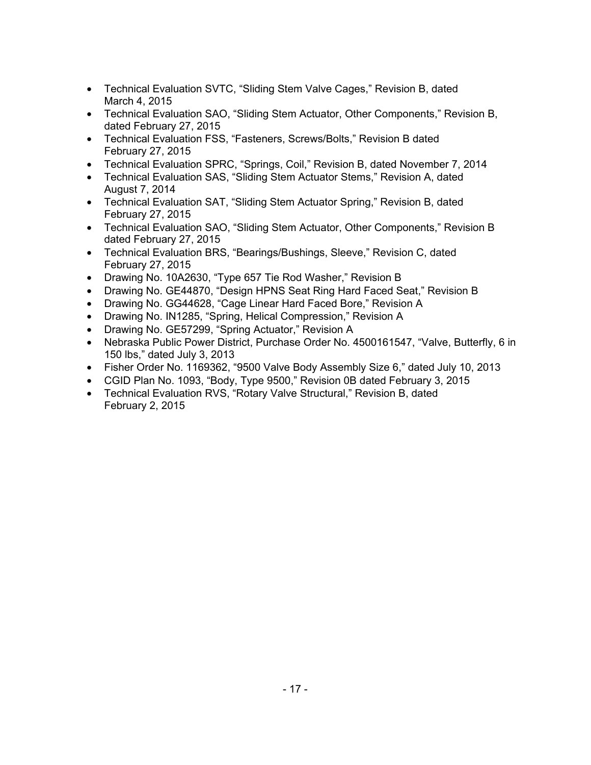- Technical Evaluation SVTC, "Sliding Stem Valve Cages," Revision B, dated March 4, 2015
- Technical Evaluation SAO, "Sliding Stem Actuator, Other Components," Revision B, dated February 27, 2015
- Technical Evaluation FSS, "Fasteners, Screws/Bolts," Revision B dated February 27, 2015
- Technical Evaluation SPRC, "Springs, Coil," Revision B, dated November 7, 2014
- Technical Evaluation SAS, "Sliding Stem Actuator Stems," Revision A, dated August 7, 2014
- Technical Evaluation SAT, "Sliding Stem Actuator Spring," Revision B, dated February 27, 2015
- Technical Evaluation SAO, "Sliding Stem Actuator, Other Components," Revision B dated February 27, 2015
- Technical Evaluation BRS, "Bearings/Bushings, Sleeve," Revision C, dated February 27, 2015
- Drawing No. 10A2630, "Type 657 Tie Rod Washer," Revision B
- Drawing No. GE44870, "Design HPNS Seat Ring Hard Faced Seat," Revision B
- Drawing No. GG44628, "Cage Linear Hard Faced Bore," Revision A
- Drawing No. IN1285, "Spring, Helical Compression," Revision A
- Drawing No. GE57299, "Spring Actuator," Revision A
- Nebraska Public Power District, Purchase Order No. 4500161547, "Valve, Butterfly, 6 in 150 lbs," dated July 3, 2013
- Fisher Order No. 1169362, "9500 Valve Body Assembly Size 6," dated July 10, 2013
- CGID Plan No. 1093, "Body, Type 9500," Revision 0B dated February 3, 2015
- Technical Evaluation RVS, "Rotary Valve Structural," Revision B, dated February 2, 2015